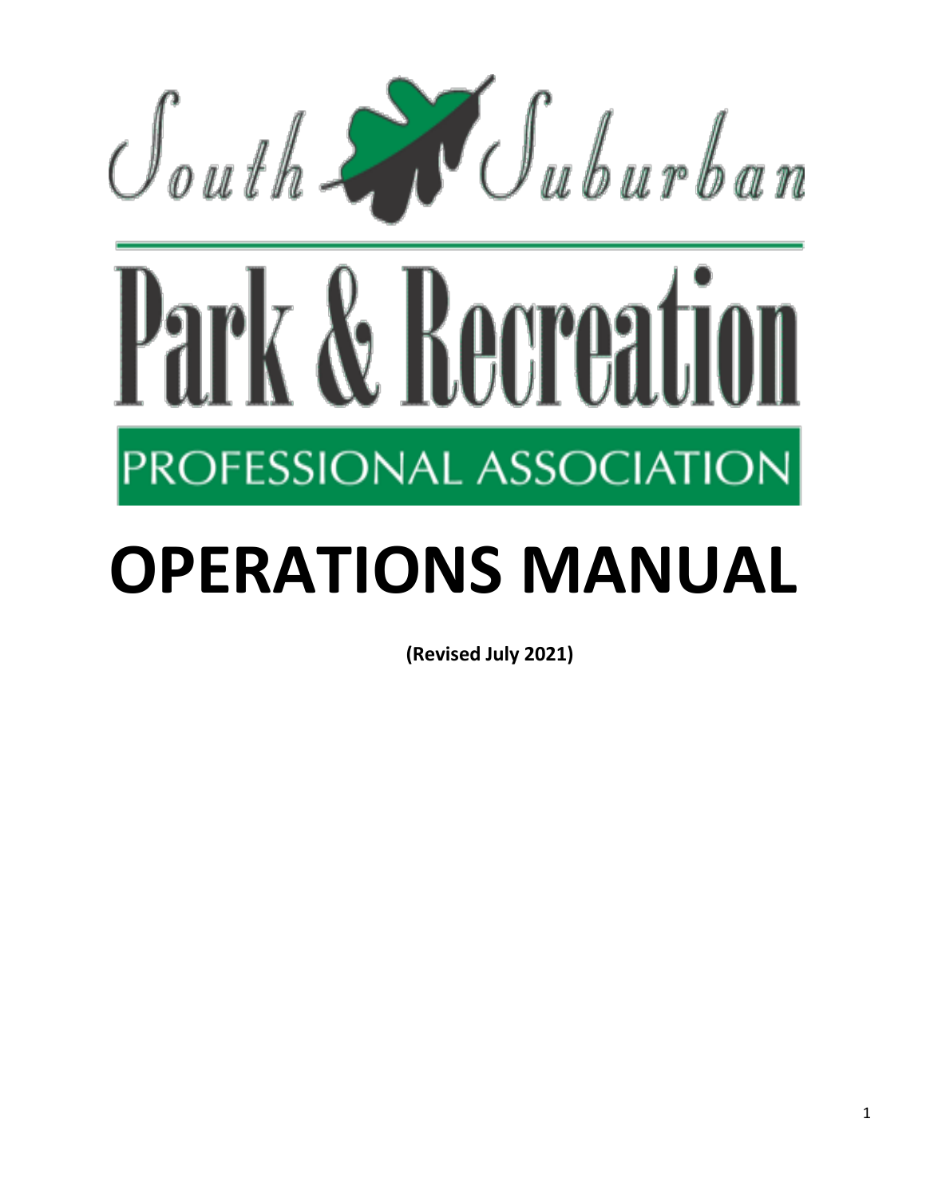South Suburban

# Park & Recreation

PROFESSIONAL ASSOCIATION

# OPERATIONS MANUAL

**(Revised July 2021)**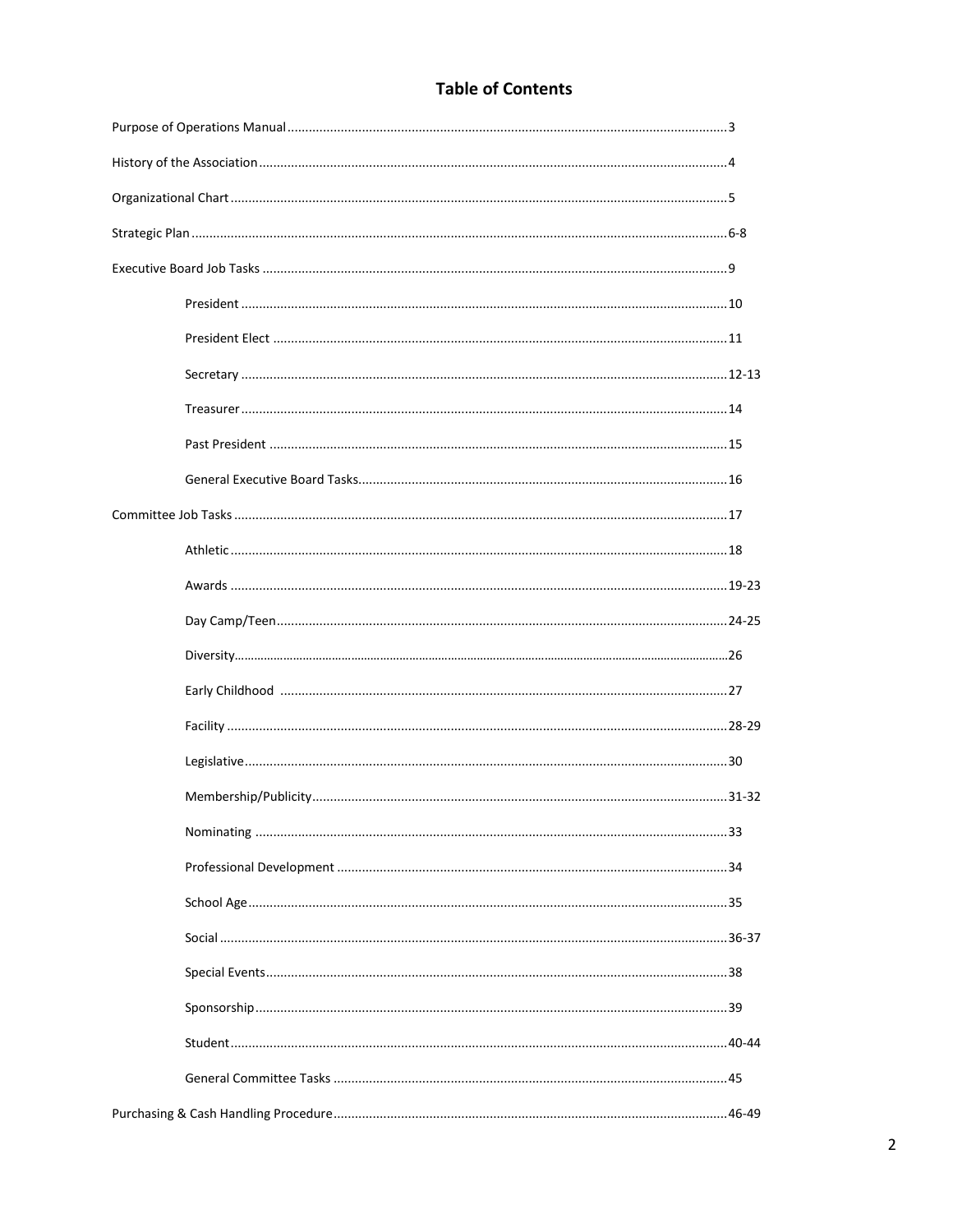# Table of Contents

Purpose of Operations Manual .......... 3

History of the Association .......... 4

Organizational Chart .......... 5

Strategic Plan .......... 6-8

Executive Board Job Tasks .......... 9

- President .......... 10
- President Elect .......... 11
- Secretary .......... 12-13
- Treasurer .......... 14
- Past President .......... 15
- General Executive Board Tasks .......... 16

Committee Job Tasks .......... 17

- Athletic .......... 18
- Awards .......... 19-23
- Day Camp/Teen .......... 24-25
- Diversity .......... 26
- Early Childhood .......... 27
- Facility .......... 28-29
- Legislative .......... 30
- Membership/Publicity .......... 31-32
- Nominating .......... 33
- Professional Development .......... 34
- School Age .......... 35
- Social .......... 36-37
- Special Events .......... 38
- Sponsorship .......... 39
- Student .......... 40-44
- General Committee Tasks .......... 45

Purchasing & Cash Handling Procedure .......... 46-49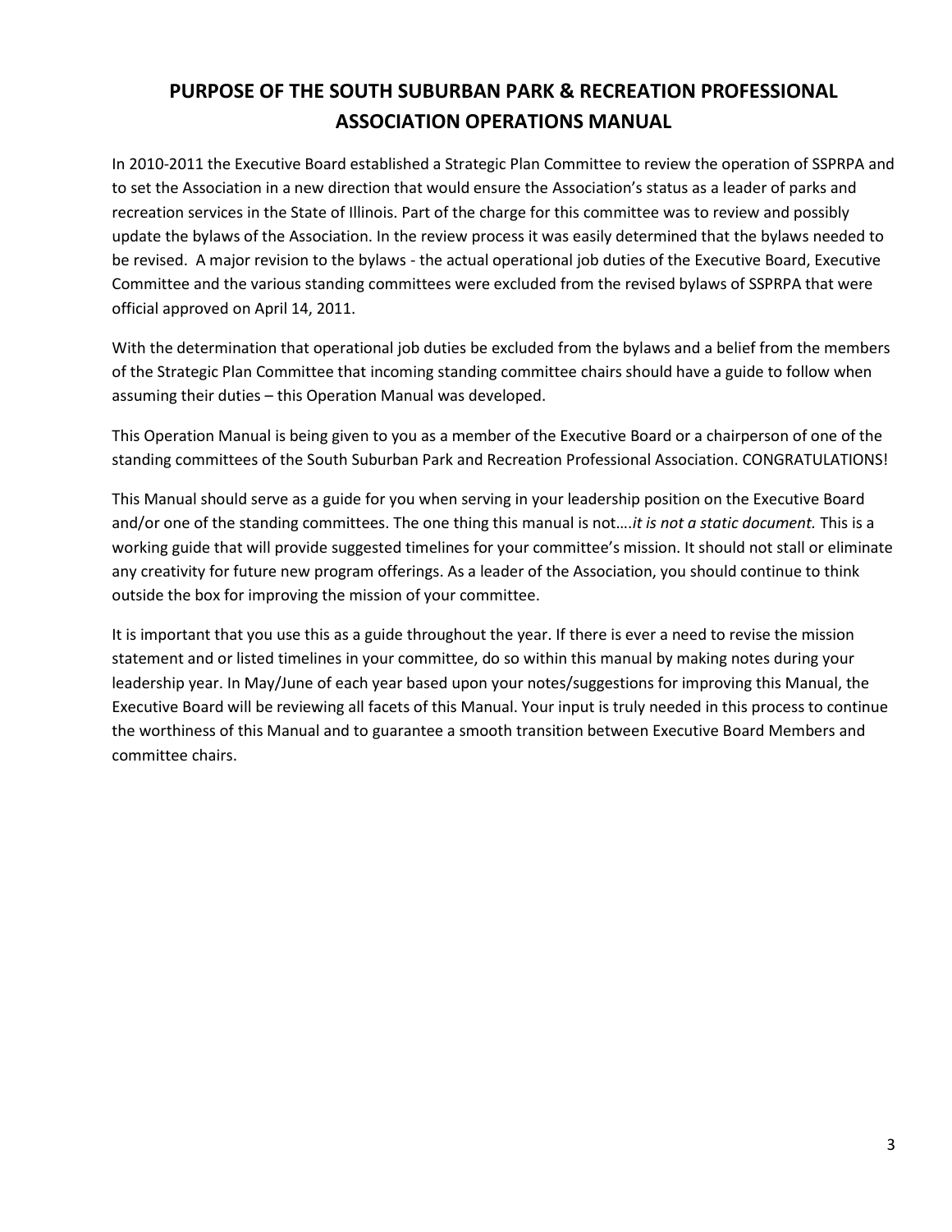# PURPOSE OF THE SOUTH SUBURBAN PARK & RECREATION PROFESSIONAL ASSOCIATION OPERATIONS MANUAL

In 2010-2011 the Executive Board established a Strategic Plan Committee to review the operation of SSPRPA and to set the Association in a new direction that would ensure the Association's status as a leader of parks and recreation services in the State of Illinois. Part of the charge for this committee was to review and possibly update the bylaws of the Association. In the review process it was easily determined that the bylaws needed to be revised. A major revision to the bylaws - the actual operational job duties of the Executive Board, Executive Committee and the various standing committees were excluded from the revised bylaws of SSPRPA that were official approved on April 14, 2011.

With the determination that operational job duties be excluded from the bylaws and a belief from the members of the Strategic Plan Committee that incoming standing committee chairs should have a guide to follow when assuming their duties – this Operation Manual was developed.

This Operation Manual is being given to you as a member of the Executive Board or a chairperson of one of the standing committees of the South Suburban Park and Recreation Professional Association. CONGRATULATIONS!

This Manual should serve as a guide for you when serving in your leadership position on the Executive Board and/or one of the standing committees. The one thing this manual is not….*it is not a static document.* This is a working guide that will provide suggested timelines for your committee's mission. It should not stall or eliminate any creativity for future new program offerings. As a leader of the Association, you should continue to think outside the box for improving the mission of your committee.

It is important that you use this as a guide throughout the year. If there is ever a need to revise the mission statement and or listed timelines in your committee, do so within this manual by making notes during your leadership year. In May/June of each year based upon your notes/suggestions for improving this Manual, the Executive Board will be reviewing all facets of this Manual. Your input is truly needed in this process to continue the worthiness of this Manual and to guarantee a smooth transition between Executive Board Members and committee chairs.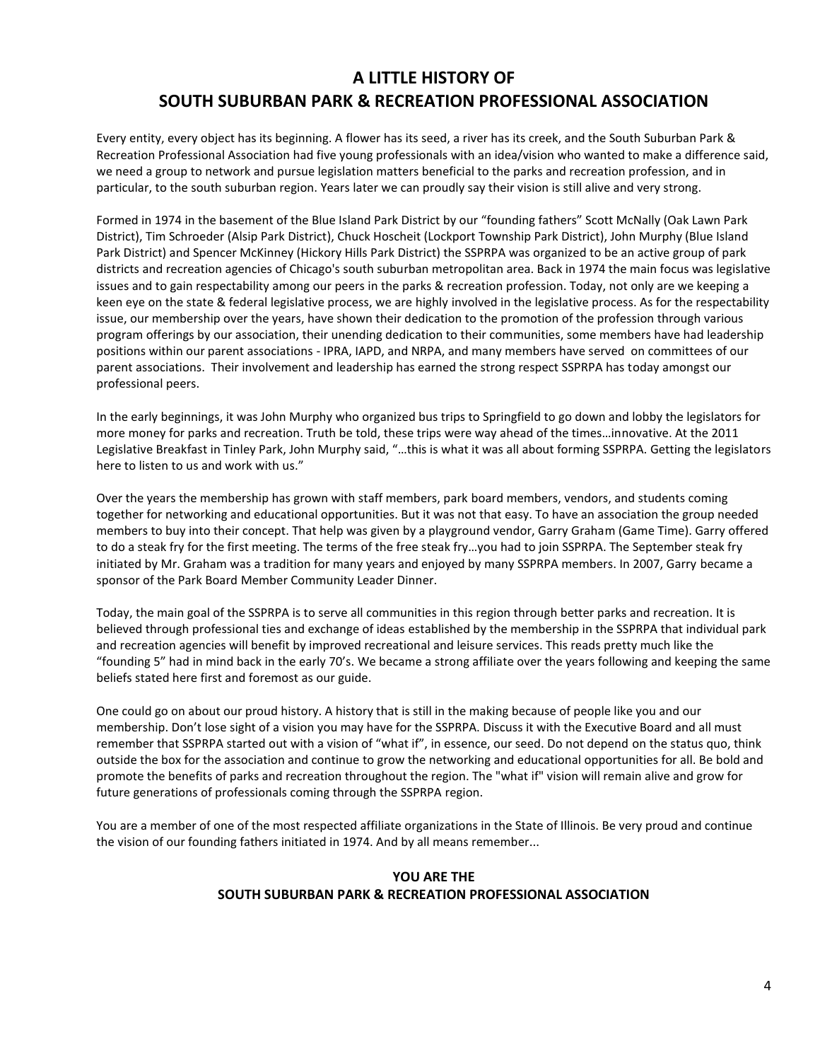# A LITTLE HISTORY OF SOUTH SUBURBAN PARK & RECREATION PROFESSIONAL ASSOCIATION

Every entity, every object has its beginning. A flower has its seed, a river has its creek, and the South Suburban Park & Recreation Professional Association had five young professionals with an idea/vision who wanted to make a difference said, we need a group to network and pursue legislation matters beneficial to the parks and recreation profession, and in particular, to the south suburban region. Years later we can proudly say their vision is still alive and very strong.

Formed in 1974 in the basement of the Blue Island Park District by our "founding fathers" Scott McNally (Oak Lawn Park District), Tim Schroeder (Alsip Park District), Chuck Hoscheit (Lockport Township Park District), John Murphy (Blue Island Park District) and Spencer McKinney (Hickory Hills Park District) the SSPRPA was organized to be an active group of park districts and recreation agencies of Chicago's south suburban metropolitan area. Back in 1974 the main focus was legislative issues and to gain respectability among our peers in the parks & recreation profession. Today, not only are we keeping a keen eye on the state & federal legislative process, we are highly involved in the legislative process. As for the respectability issue, our membership over the years, have shown their dedication to the promotion of the profession through various program offerings by our association, their unending dedication to their communities, some members have had leadership positions within our parent associations - IPRA, IAPD, and NRPA, and many members have served on committees of our parent associations. Their involvement and leadership has earned the strong respect SSPRPA has today amongst our professional peers.

In the early beginnings, it was John Murphy who organized bus trips to Springfield to go down and lobby the legislators for more money for parks and recreation. Truth be told, these trips were way ahead of the times…innovative. At the 2011 Legislative Breakfast in Tinley Park, John Murphy said, "…this is what it was all about forming SSPRPA. Getting the legislators here to listen to us and work with us."

Over the years the membership has grown with staff members, park board members, vendors, and students coming together for networking and educational opportunities. But it was not that easy. To have an association the group needed members to buy into their concept. That help was given by a playground vendor, Garry Graham (Game Time). Garry offered to do a steak fry for the first meeting. The terms of the free steak fry…you had to join SSPRPA. The September steak fry initiated by Mr. Graham was a tradition for many years and enjoyed by many SSPRPA members. In 2007, Garry became a sponsor of the Park Board Member Community Leader Dinner.

Today, the main goal of the SSPRPA is to serve all communities in this region through better parks and recreation. It is believed through professional ties and exchange of ideas established by the membership in the SSPRPA that individual park and recreation agencies will benefit by improved recreational and leisure services. This reads pretty much like the "founding 5" had in mind back in the early 70's. We became a strong affiliate over the years following and keeping the same beliefs stated here first and foremost as our guide.

One could go on about our proud history. A history that is still in the making because of people like you and our membership. Don't lose sight of a vision you may have for the SSPRPA. Discuss it with the Executive Board and all must remember that SSPRPA started out with a vision of "what if", in essence, our seed. Do not depend on the status quo, think outside the box for the association and continue to grow the networking and educational opportunities for all. Be bold and promote the benefits of parks and recreation throughout the region. The "what if" vision will remain alive and grow for future generations of professionals coming through the SSPRPA region.

You are a member of one of the most respected affiliate organizations in the State of Illinois. Be very proud and continue the vision of our founding fathers initiated in 1974. And by all means remember...

**YOU ARE THE**
**SOUTH SUBURBAN PARK & RECREATION PROFESSIONAL ASSOCIATION**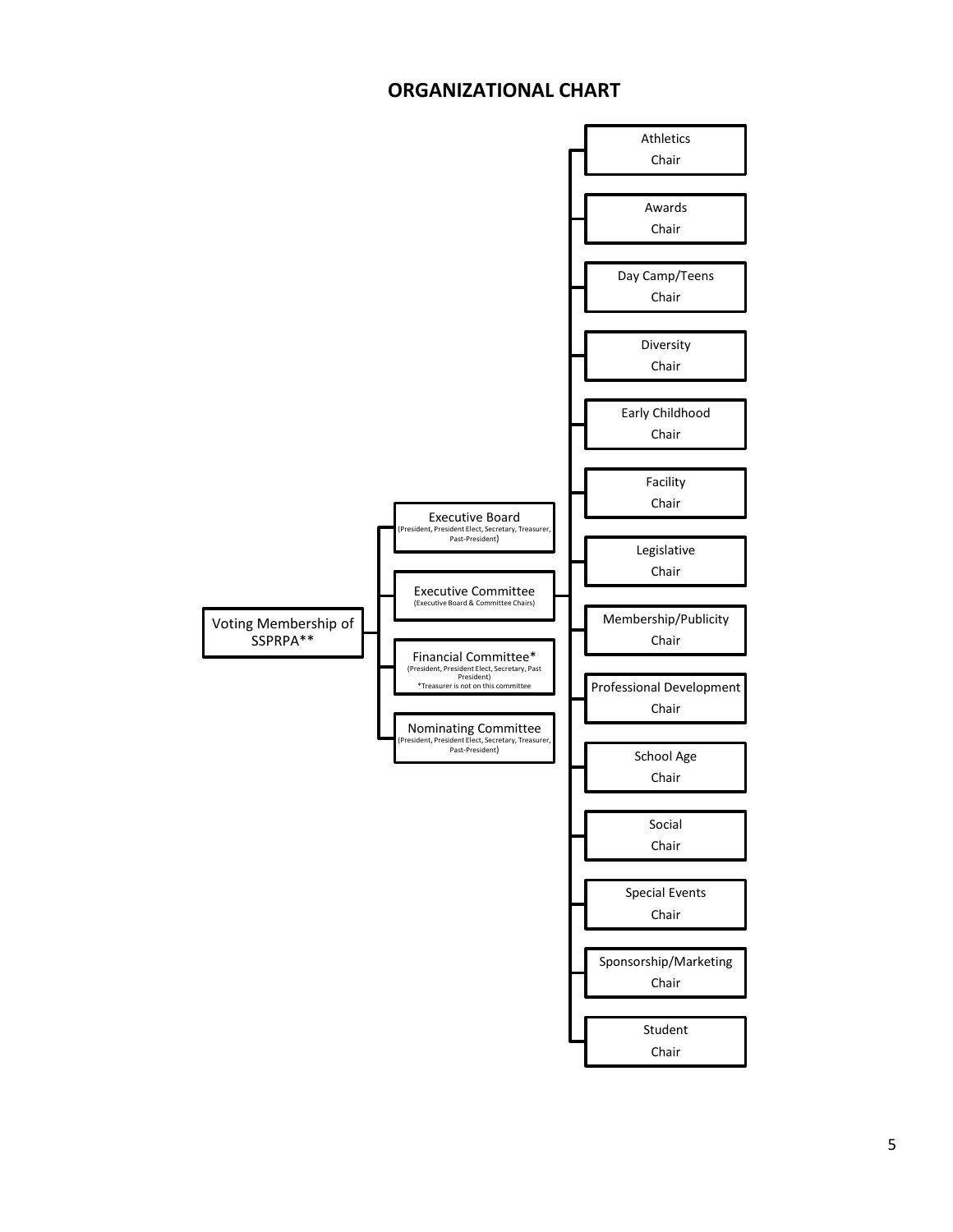## ORGANIZATIONAL CHART

- Voting Membership of SSPRPA**
  - Executive Board (President, President Elect, Secretary, Treasurer, Past-President)
  - Executive Committee (Executive Board & Committee Chairs)
    - Athletics Chair
    - Awards Chair
    - Day Camp/Teens Chair
    - Diversity Chair
    - Early Childhood Chair
    - Facility Chair
    - Legislative Chair
    - Membership/Publicity Chair
    - Professional Development Chair
    - School Age Chair
    - Social Chair
    - Special Events Chair
    - Sponsorship/Marketing Chair
    - Student Chair
  - Financial Committee* (President, President Elect, Secretary, Past President) *Treasurer is not on this committee
  - Nominating Committee (President, President Elect, Secretary, Treasurer, Past-President)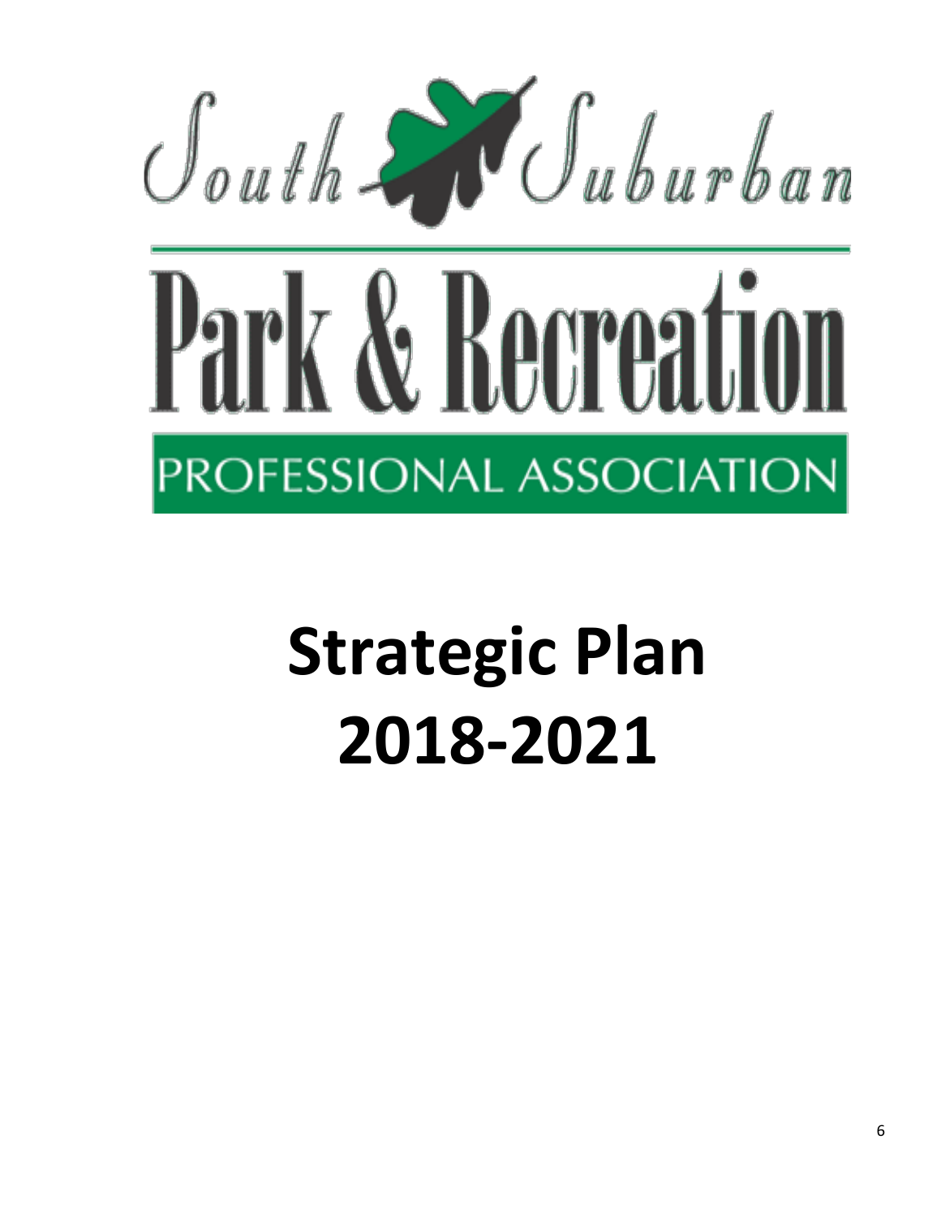South Suburban

# Park & Recreation

PROFESSIONAL ASSOCIATION

# Strategic Plan 2018-2021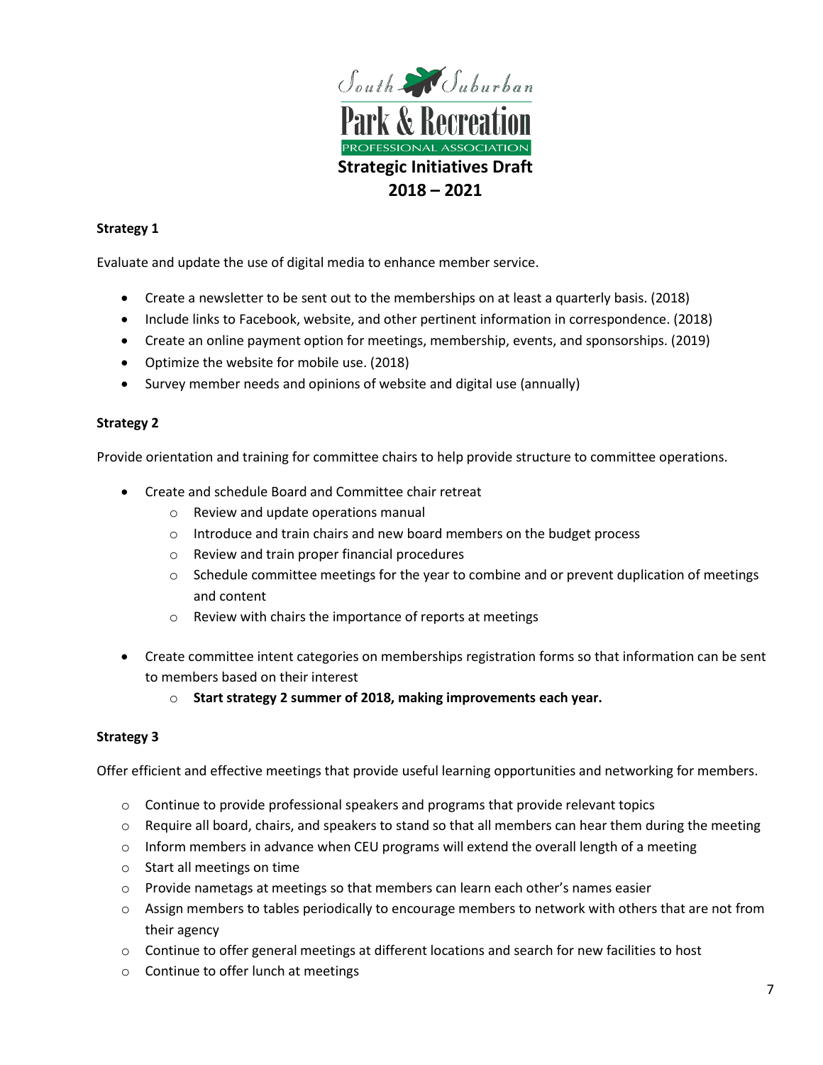South Suburban Park & Recreation Professional Association

# Strategic Initiatives Draft 2018 – 2021

**Strategy 1**

Evaluate and update the use of digital media to enhance member service.

- Create a newsletter to be sent out to the memberships on at least a quarterly basis. (2018)
- Include links to Facebook, website, and other pertinent information in correspondence. (2018)
- Create an online payment option for meetings, membership, events, and sponsorships. (2019)
- Optimize the website for mobile use. (2018)
- Survey member needs and opinions of website and digital use (annually)

**Strategy 2**

Provide orientation and training for committee chairs to help provide structure to committee operations.

- Create and schedule Board and Committee chair retreat
    - Review and update operations manual
    - Introduce and train chairs and new board members on the budget process
    - Review and train proper financial procedures
    - Schedule committee meetings for the year to combine and or prevent duplication of meetings and content
    - Review with chairs the importance of reports at meetings
- Create committee intent categories on memberships registration forms so that information can be sent to members based on their interest
    - **Start strategy 2 summer of 2018, making improvements each year.**

**Strategy 3**

Offer efficient and effective meetings that provide useful learning opportunities and networking for members.

- Continue to provide professional speakers and programs that provide relevant topics
- Require all board, chairs, and speakers to stand so that all members can hear them during the meeting
- Inform members in advance when CEU programs will extend the overall length of a meeting
- Start all meetings on time
- Provide nametags at meetings so that members can learn each other's names easier
- Assign members to tables periodically to encourage members to network with others that are not from their agency
- Continue to offer general meetings at different locations and search for new facilities to host
- Continue to offer lunch at meetings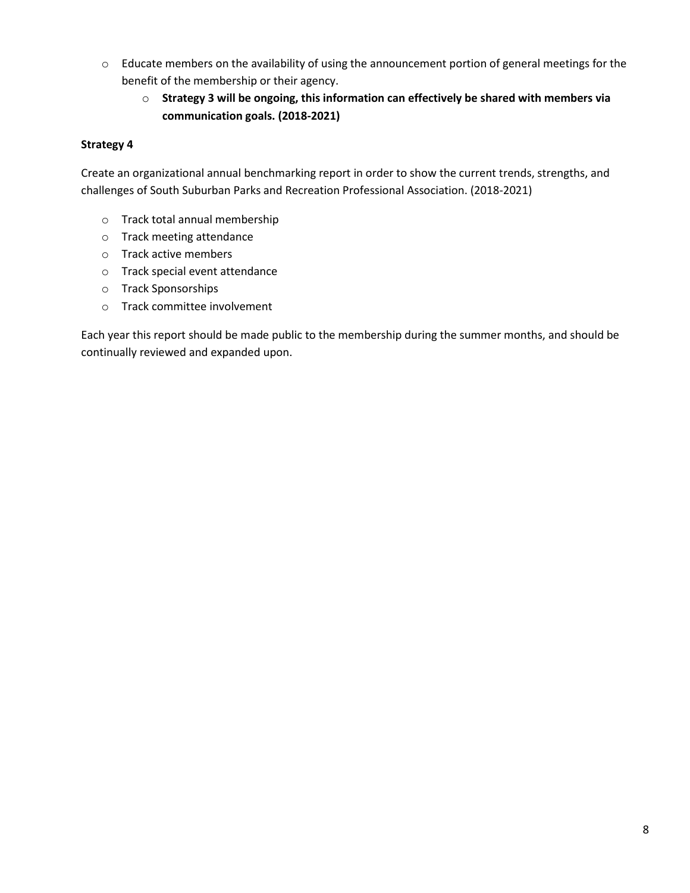- Educate members on the availability of using the announcement portion of general meetings for the benefit of the membership or their agency.
  - **Strategy 3 will be ongoing, this information can effectively be shared with members via communication goals. (2018-2021)**

**Strategy 4**

Create an organizational annual benchmarking report in order to show the current trends, strengths, and challenges of South Suburban Parks and Recreation Professional Association. (2018-2021)

- Track total annual membership
- Track meeting attendance
- Track active members
- Track special event attendance
- Track Sponsorships
- Track committee involvement

Each year this report should be made public to the membership during the summer months, and should be continually reviewed and expanded upon.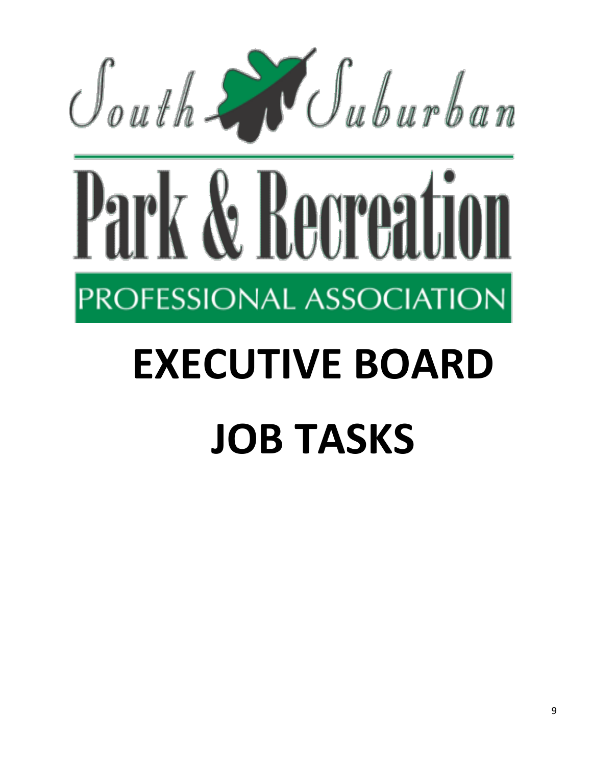South Suburban

Park & Recreation

PROFESSIONAL ASSOCIATION

# EXECUTIVE BOARD

# JOB TASKS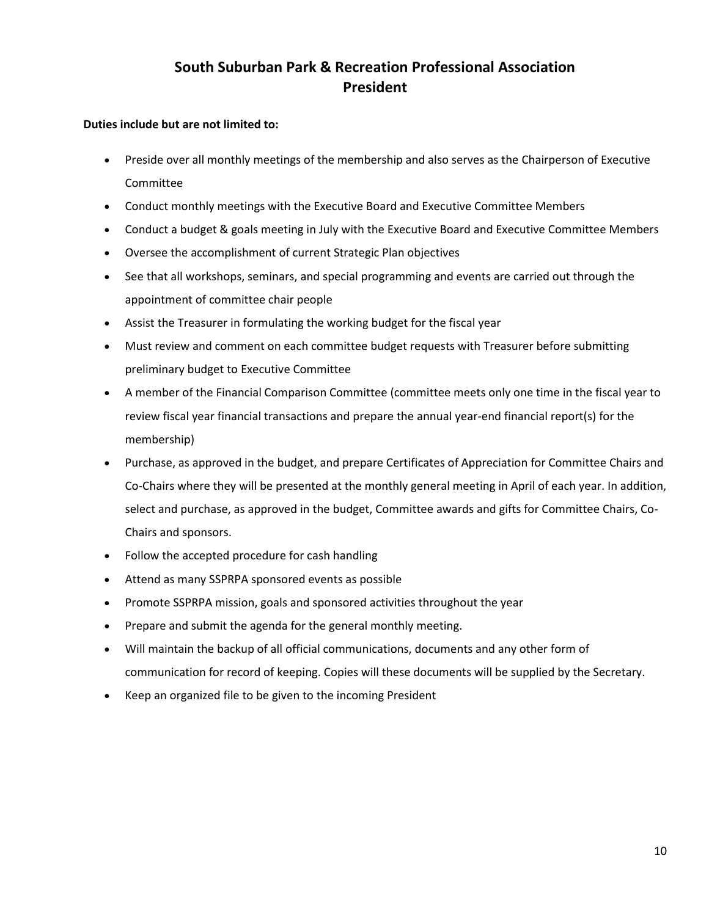# South Suburban Park & Recreation Professional Association
# President

**Duties include but are not limited to:**

- Preside over all monthly meetings of the membership and also serves as the Chairperson of Executive Committee
- Conduct monthly meetings with the Executive Board and Executive Committee Members
- Conduct a budget & goals meeting in July with the Executive Board and Executive Committee Members
- Oversee the accomplishment of current Strategic Plan objectives
- See that all workshops, seminars, and special programming and events are carried out through the appointment of committee chair people
- Assist the Treasurer in formulating the working budget for the fiscal year
- Must review and comment on each committee budget requests with Treasurer before submitting preliminary budget to Executive Committee
- A member of the Financial Comparison Committee (committee meets only one time in the fiscal year to review fiscal year financial transactions and prepare the annual year-end financial report(s) for the membership)
- Purchase, as approved in the budget, and prepare Certificates of Appreciation for Committee Chairs and Co-Chairs where they will be presented at the monthly general meeting in April of each year. In addition, select and purchase, as approved in the budget, Committee awards and gifts for Committee Chairs, Co-Chairs and sponsors.
- Follow the accepted procedure for cash handling
- Attend as many SSPRPA sponsored events as possible
- Promote SSPRPA mission, goals and sponsored activities throughout the year
- Prepare and submit the agenda for the general monthly meeting.
- Will maintain the backup of all official communications, documents and any other form of communication for record of keeping. Copies will these documents will be supplied by the Secretary.
- Keep an organized file to be given to the incoming President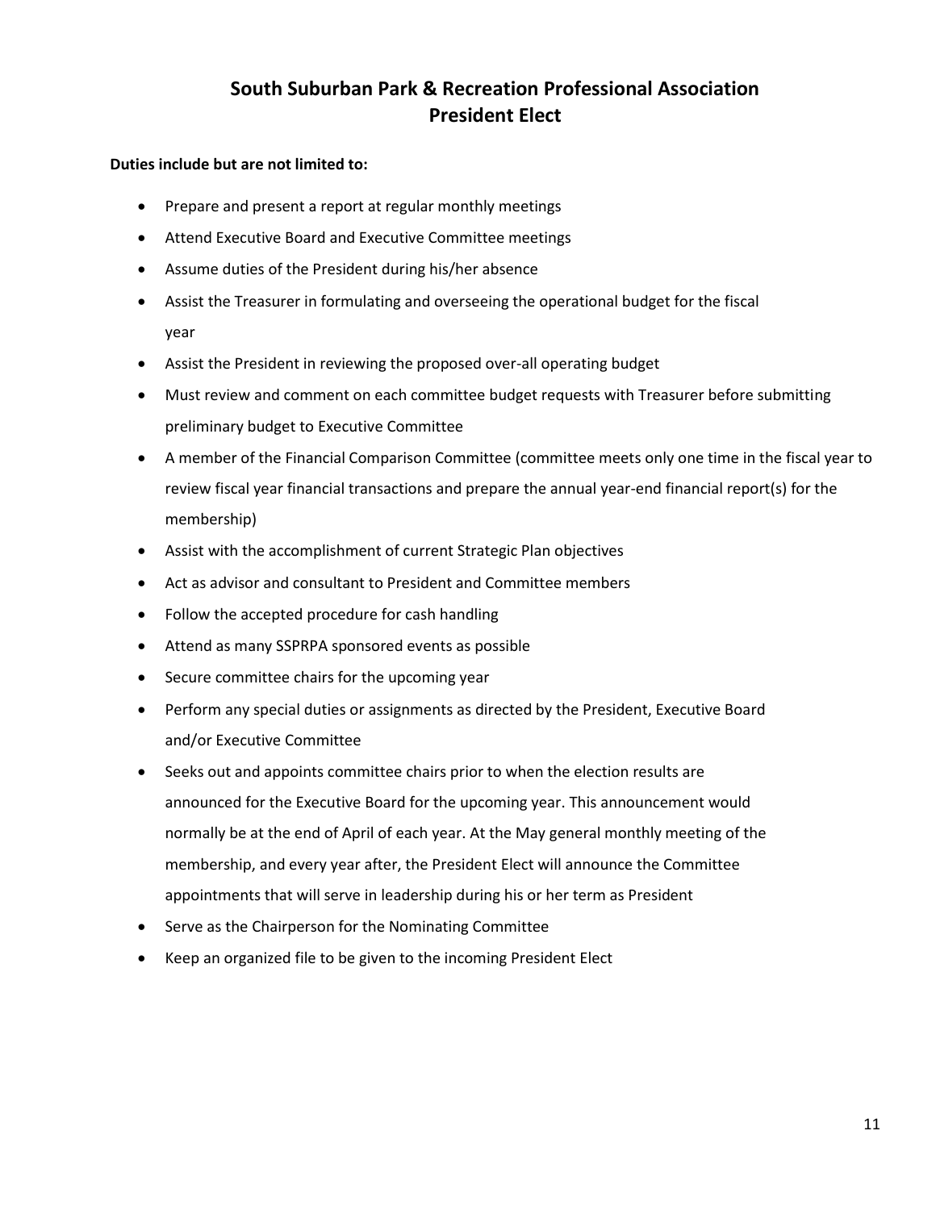# South Suburban Park & Recreation Professional Association
## President Elect

**Duties include but are not limited to:**

- Prepare and present a report at regular monthly meetings
- Attend Executive Board and Executive Committee meetings
- Assume duties of the President during his/her absence
- Assist the Treasurer in formulating and overseeing the operational budget for the fiscal year
- Assist the President in reviewing the proposed over-all operating budget
- Must review and comment on each committee budget requests with Treasurer before submitting preliminary budget to Executive Committee
- A member of the Financial Comparison Committee (committee meets only one time in the fiscal year to review fiscal year financial transactions and prepare the annual year-end financial report(s) for the membership)
- Assist with the accomplishment of current Strategic Plan objectives
- Act as advisor and consultant to President and Committee members
- Follow the accepted procedure for cash handling
- Attend as many SSPRPA sponsored events as possible
- Secure committee chairs for the upcoming year
- Perform any special duties or assignments as directed by the President, Executive Board and/or Executive Committee
- Seeks out and appoints committee chairs prior to when the election results are announced for the Executive Board for the upcoming year. This announcement would normally be at the end of April of each year. At the May general monthly meeting of the membership, and every year after, the President Elect will announce the Committee appointments that will serve in leadership during his or her term as President
- Serve as the Chairperson for the Nominating Committee
- Keep an organized file to be given to the incoming President Elect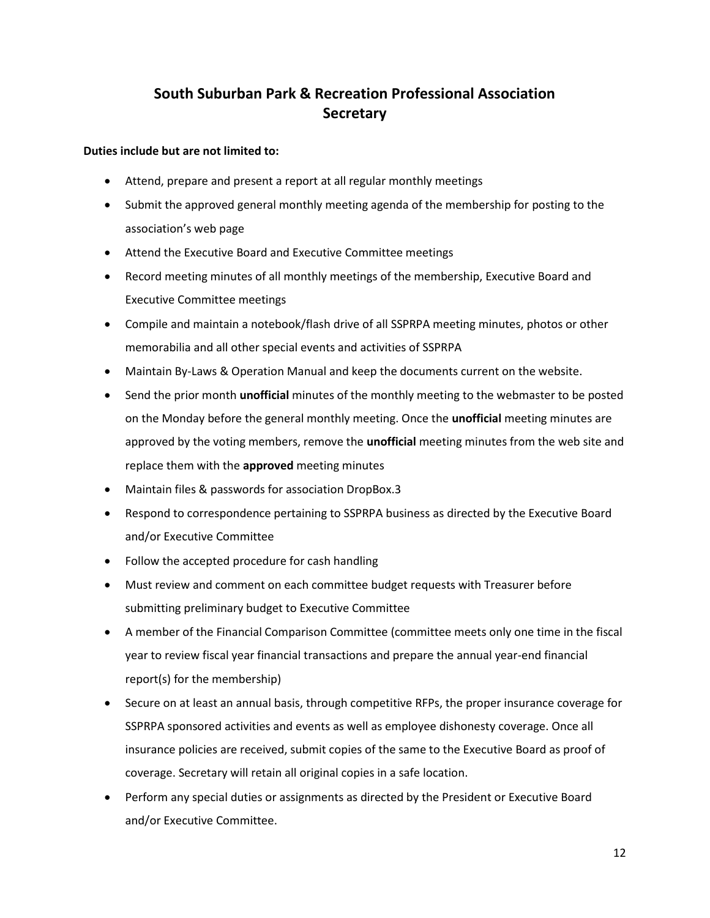# South Suburban Park & Recreation Professional Association
# Secretary

**Duties include but are not limited to:**

- Attend, prepare and present a report at all regular monthly meetings
- Submit the approved general monthly meeting agenda of the membership for posting to the association's web page
- Attend the Executive Board and Executive Committee meetings
- Record meeting minutes of all monthly meetings of the membership, Executive Board and Executive Committee meetings
- Compile and maintain a notebook/flash drive of all SSPRPA meeting minutes, photos or other memorabilia and all other special events and activities of SSPRPA
- Maintain By-Laws & Operation Manual and keep the documents current on the website.
- Send the prior month **unofficial** minutes of the monthly meeting to the webmaster to be posted on the Monday before the general monthly meeting. Once the **unofficial** meeting minutes are approved by the voting members, remove the **unofficial** meeting minutes from the web site and replace them with the **approved** meeting minutes
- Maintain files & passwords for association DropBox.3
- Respond to correspondence pertaining to SSPRPA business as directed by the Executive Board and/or Executive Committee
- Follow the accepted procedure for cash handling
- Must review and comment on each committee budget requests with Treasurer before submitting preliminary budget to Executive Committee
- A member of the Financial Comparison Committee (committee meets only one time in the fiscal year to review fiscal year financial transactions and prepare the annual year-end financial report(s) for the membership)
- Secure on at least an annual basis, through competitive RFPs, the proper insurance coverage for SSPRPA sponsored activities and events as well as employee dishonesty coverage. Once all insurance policies are received, submit copies of the same to the Executive Board as proof of coverage. Secretary will retain all original copies in a safe location.
- Perform any special duties or assignments as directed by the President or Executive Board and/or Executive Committee.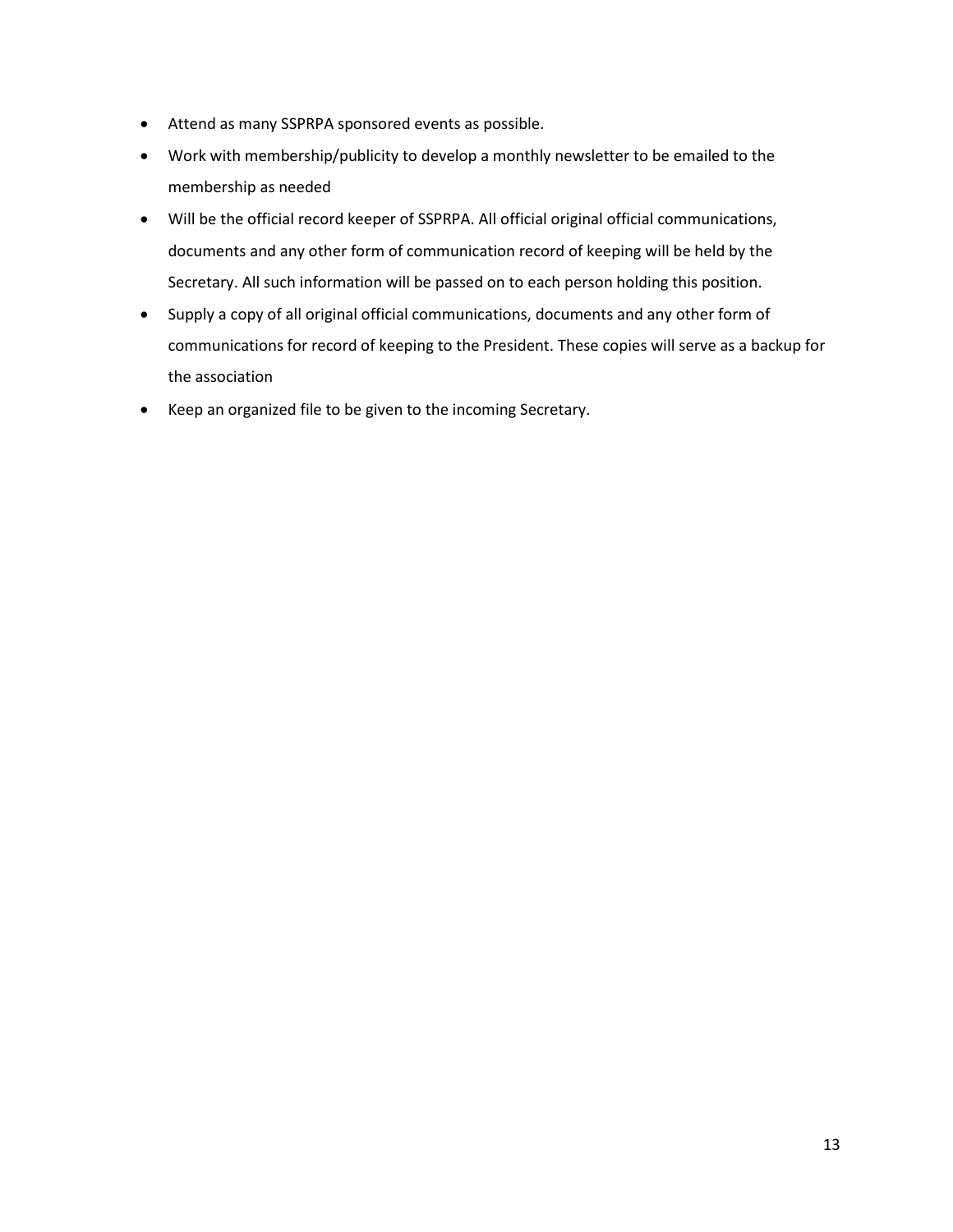- Attend as many SSPRPA sponsored events as possible.
- Work with membership/publicity to develop a monthly newsletter to be emailed to the membership as needed
- Will be the official record keeper of SSPRPA. All official original official communications, documents and any other form of communication record of keeping will be held by the Secretary. All such information will be passed on to each person holding this position.
- Supply a copy of all original official communications, documents and any other form of communications for record of keeping to the President. These copies will serve as a backup for the association
- Keep an organized file to be given to the incoming Secretary.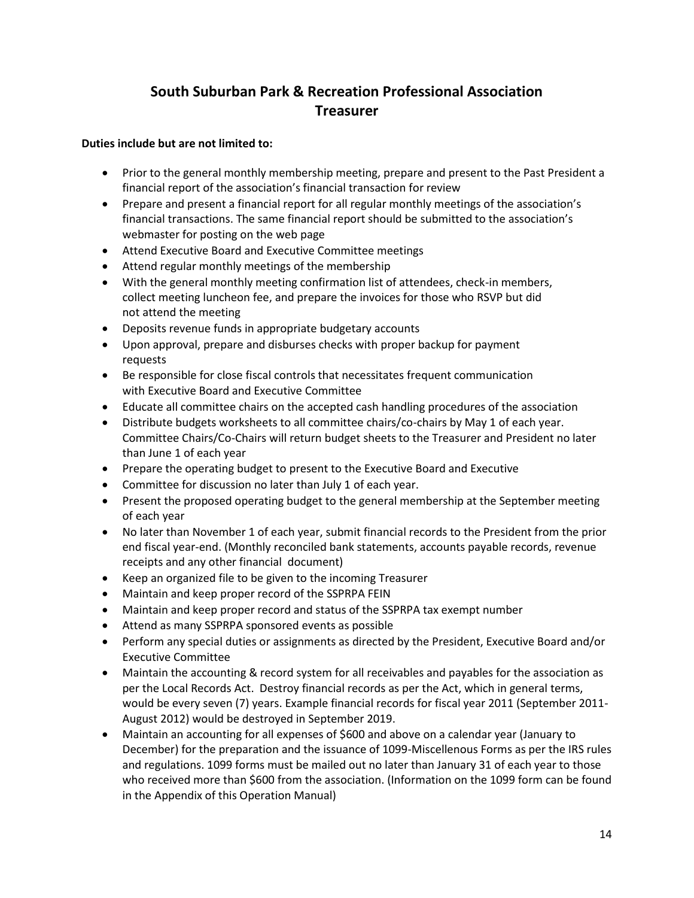# South Suburban Park & Recreation Professional Association Treasurer

**Duties include but are not limited to:**

- Prior to the general monthly membership meeting, prepare and present to the Past President a financial report of the association's financial transaction for review
- Prepare and present a financial report for all regular monthly meetings of the association's financial transactions. The same financial report should be submitted to the association's webmaster for posting on the web page
- Attend Executive Board and Executive Committee meetings
- Attend regular monthly meetings of the membership
- With the general monthly meeting confirmation list of attendees, check-in members, collect meeting luncheon fee, and prepare the invoices for those who RSVP but did not attend the meeting
- Deposits revenue funds in appropriate budgetary accounts
- Upon approval, prepare and disburses checks with proper backup for payment requests
- Be responsible for close fiscal controls that necessitates frequent communication with Executive Board and Executive Committee
- Educate all committee chairs on the accepted cash handling procedures of the association
- Distribute budgets worksheets to all committee chairs/co-chairs by May 1 of each year. Committee Chairs/Co-Chairs will return budget sheets to the Treasurer and President no later than June 1 of each year
- Prepare the operating budget to present to the Executive Board and Executive
- Committee for discussion no later than July 1 of each year.
- Present the proposed operating budget to the general membership at the September meeting of each year
- No later than November 1 of each year, submit financial records to the President from the prior end fiscal year-end. (Monthly reconciled bank statements, accounts payable records, revenue receipts and any other financial document)
- Keep an organized file to be given to the incoming Treasurer
- Maintain and keep proper record of the SSPRPA FEIN
- Maintain and keep proper record and status of the SSPRPA tax exempt number
- Attend as many SSPRPA sponsored events as possible
- Perform any special duties or assignments as directed by the President, Executive Board and/or Executive Committee
- Maintain the accounting & record system for all receivables and payables for the association as per the Local Records Act. Destroy financial records as per the Act, which in general terms, would be every seven (7) years. Example financial records for fiscal year 2011 (September 2011-August 2012) would be destroyed in September 2019.
- Maintain an accounting for all expenses of $600 and above on a calendar year (January to December) for the preparation and the issuance of 1099-Miscellenous Forms as per the IRS rules and regulations. 1099 forms must be mailed out no later than January 31 of each year to those who received more than $600 from the association. (Information on the 1099 form can be found in the Appendix of this Operation Manual)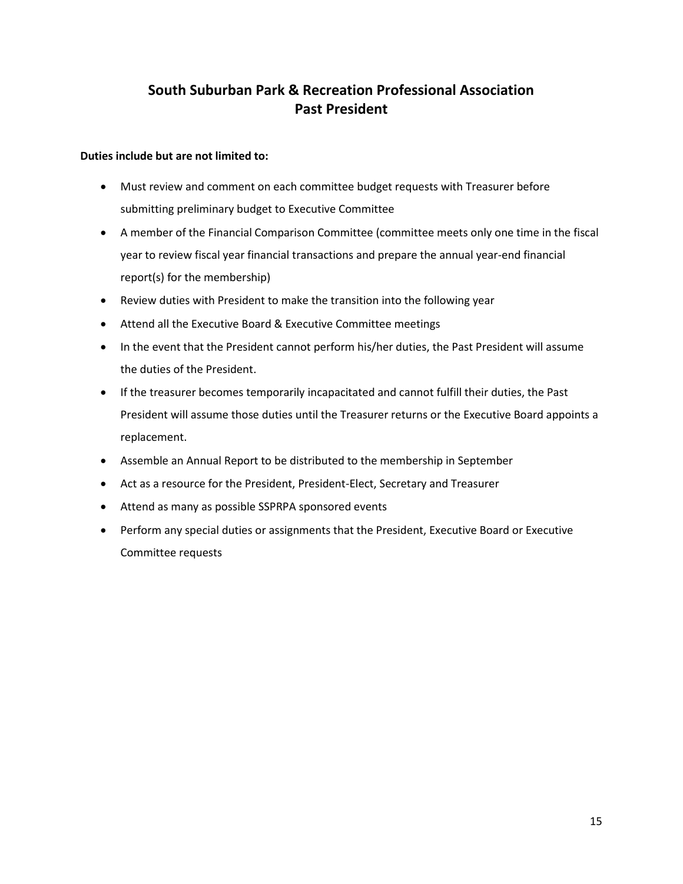# South Suburban Park & Recreation Professional Association
# Past President

**Duties include but are not limited to:**

- Must review and comment on each committee budget requests with Treasurer before submitting preliminary budget to Executive Committee
- A member of the Financial Comparison Committee (committee meets only one time in the fiscal year to review fiscal year financial transactions and prepare the annual year-end financial report(s) for the membership)
- Review duties with President to make the transition into the following year
- Attend all the Executive Board & Executive Committee meetings
- In the event that the President cannot perform his/her duties, the Past President will assume the duties of the President.
- If the treasurer becomes temporarily incapacitated and cannot fulfill their duties, the Past President will assume those duties until the Treasurer returns or the Executive Board appoints a replacement.
- Assemble an Annual Report to be distributed to the membership in September
- Act as a resource for the President, President-Elect, Secretary and Treasurer
- Attend as many as possible SSPRPA sponsored events
- Perform any special duties or assignments that the President, Executive Board or Executive Committee requests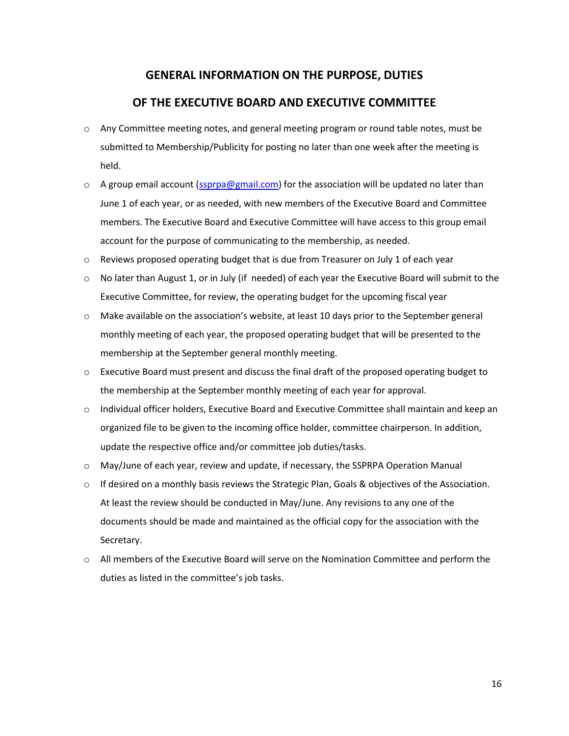## GENERAL INFORMATION ON THE PURPOSE, DUTIES

## OF THE EXECUTIVE BOARD AND EXECUTIVE COMMITTEE

- Any Committee meeting notes, and general meeting program or round table notes, must be submitted to Membership/Publicity for posting no later than one week after the meeting is held.
- A group email account ([ssprpa@gmail.com](mailto:ssprpa@gmail.com)) for the association will be updated no later than June 1 of each year, or as needed, with new members of the Executive Board and Committee members. The Executive Board and Executive Committee will have access to this group email account for the purpose of communicating to the membership, as needed.
- Reviews proposed operating budget that is due from Treasurer on July 1 of each year
- No later than August 1, or in July (if needed) of each year the Executive Board will submit to the Executive Committee, for review, the operating budget for the upcoming fiscal year
- Make available on the association's website, at least 10 days prior to the September general monthly meeting of each year, the proposed operating budget that will be presented to the membership at the September general monthly meeting.
- Executive Board must present and discuss the final draft of the proposed operating budget to the membership at the September monthly meeting of each year for approval.
- Individual officer holders, Executive Board and Executive Committee shall maintain and keep an organized file to be given to the incoming office holder, committee chairperson. In addition, update the respective office and/or committee job duties/tasks.
- May/June of each year, review and update, if necessary, the SSPRPA Operation Manual
- If desired on a monthly basis reviews the Strategic Plan, Goals & objectives of the Association. At least the review should be conducted in May/June. Any revisions to any one of the documents should be made and maintained as the official copy for the association with the Secretary.
- All members of the Executive Board will serve on the Nomination Committee and perform the duties as listed in the committee's job tasks.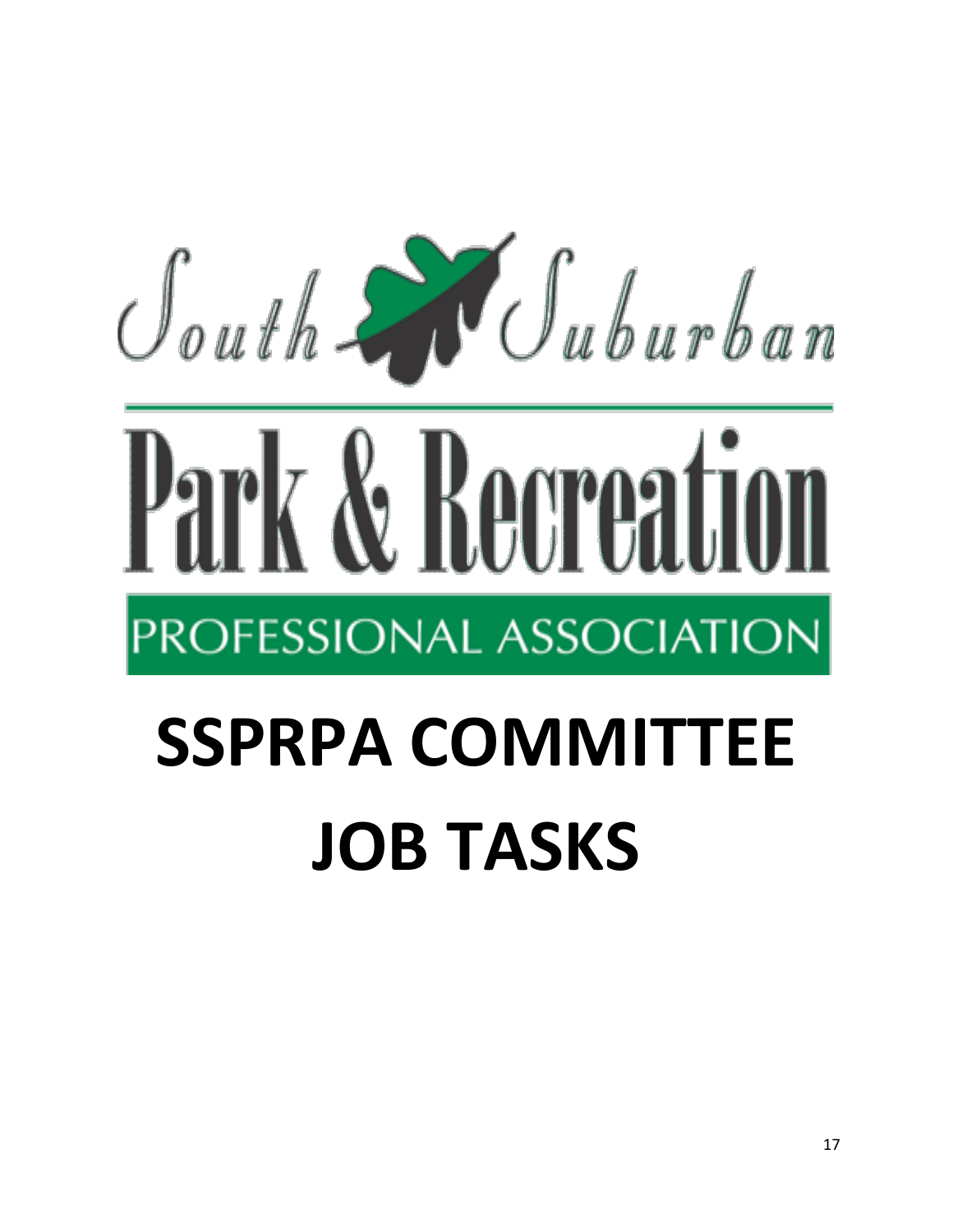South Suburban

Park & Recreation

PROFESSIONAL ASSOCIATION

# SSPRPA COMMITTEE JOB TASKS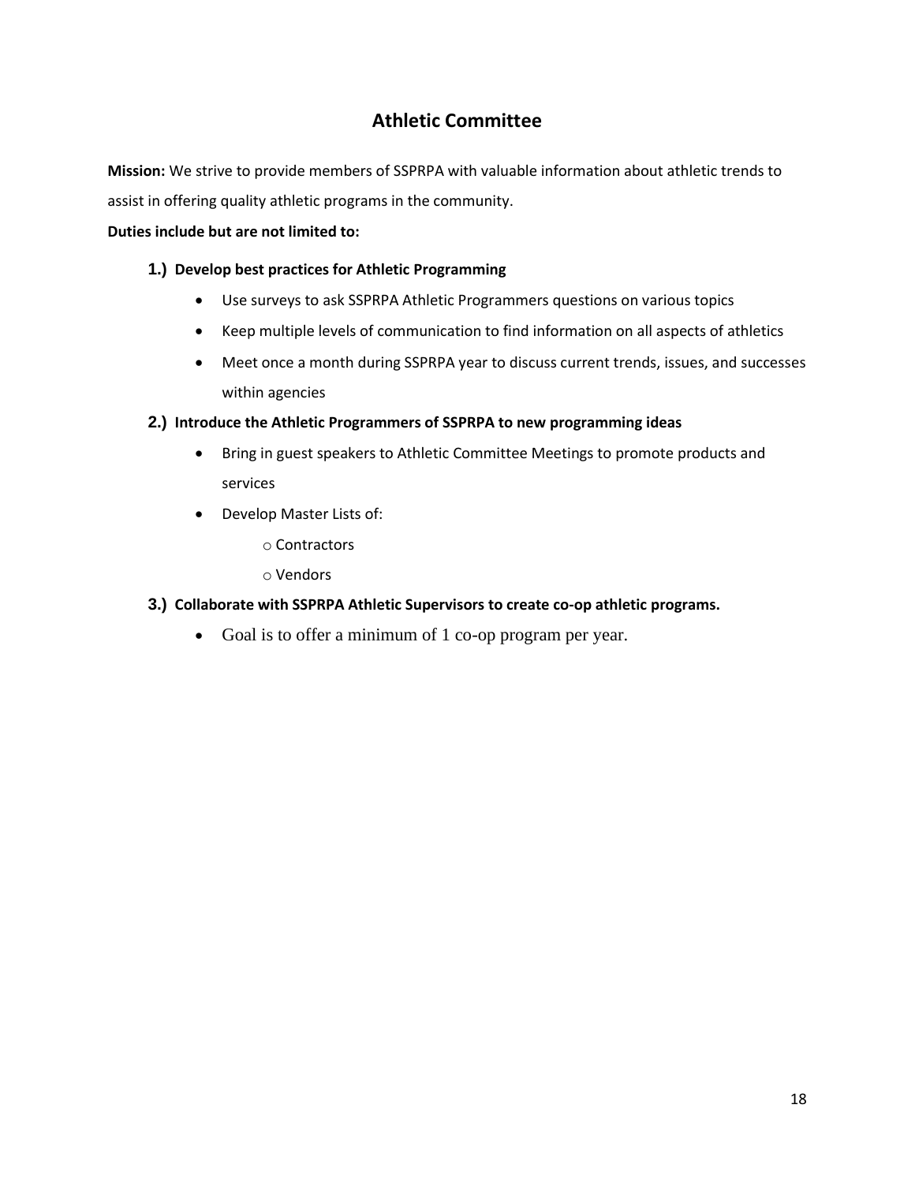## Athletic Committee

**Mission:** We strive to provide members of SSPRPA with valuable information about athletic trends to assist in offering quality athletic programs in the community.

**Duties include but are not limited to:**

1.) **Develop best practices for Athletic Programming**
   - Use surveys to ask SSPRPA Athletic Programmers questions on various topics
   - Keep multiple levels of communication to find information on all aspects of athletics
   - Meet once a month during SSPRPA year to discuss current trends, issues, and successes within agencies

2.) **Introduce the Athletic Programmers of SSPRPA to new programming ideas**
   - Bring in guest speakers to Athletic Committee Meetings to promote products and services
   - Develop Master Lists of:
     - Contractors
     - Vendors

3.) **Collaborate with SSPRPA Athletic Supervisors to create co-op athletic programs.**
   - Goal is to offer a minimum of 1 co-op program per year.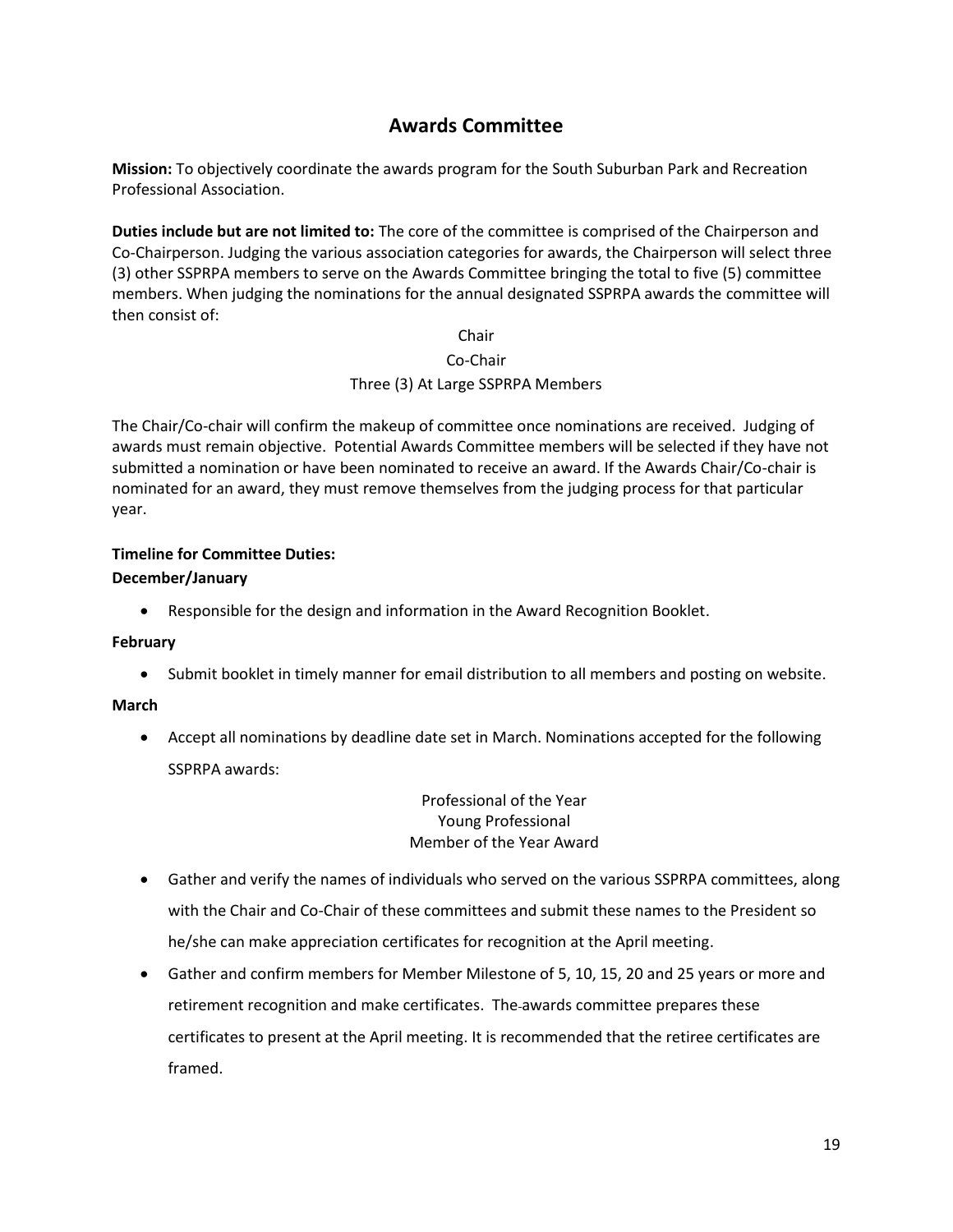## Awards Committee

**Mission:** To objectively coordinate the awards program for the South Suburban Park and Recreation Professional Association.

**Duties include but are not limited to:** The core of the committee is comprised of the Chairperson and Co-Chairperson. Judging the various association categories for awards, the Chairperson will select three (3) other SSPRPA members to serve on the Awards Committee bringing the total to five (5) committee members. When judging the nominations for the annual designated SSPRPA awards the committee will then consist of:

Chair
Co-Chair
Three (3) At Large SSPRPA Members

The Chair/Co-chair will confirm the makeup of committee once nominations are received. Judging of awards must remain objective. Potential Awards Committee members will be selected if they have not submitted a nomination or have been nominated to receive an award. If the Awards Chair/Co-chair is nominated for an award, they must remove themselves from the judging process for that particular year.

**Timeline for Committee Duties:**

**December/January**

- Responsible for the design and information in the Award Recognition Booklet.

**February**

- Submit booklet in timely manner for email distribution to all members and posting on website.

**March**

- Accept all nominations by deadline date set in March. Nominations accepted for the following SSPRPA awards:

  Professional of the Year
  Young Professional
  Member of the Year Award

- Gather and verify the names of individuals who served on the various SSPRPA committees, along with the Chair and Co-Chair of these committees and submit these names to the President so he/she can make appreciation certificates for recognition at the April meeting.
- Gather and confirm members for Member Milestone of 5, 10, 15, 20 and 25 years or more and retirement recognition and make certificates. The awards committee prepares these certificates to present at the April meeting. It is recommended that the retiree certificates are framed.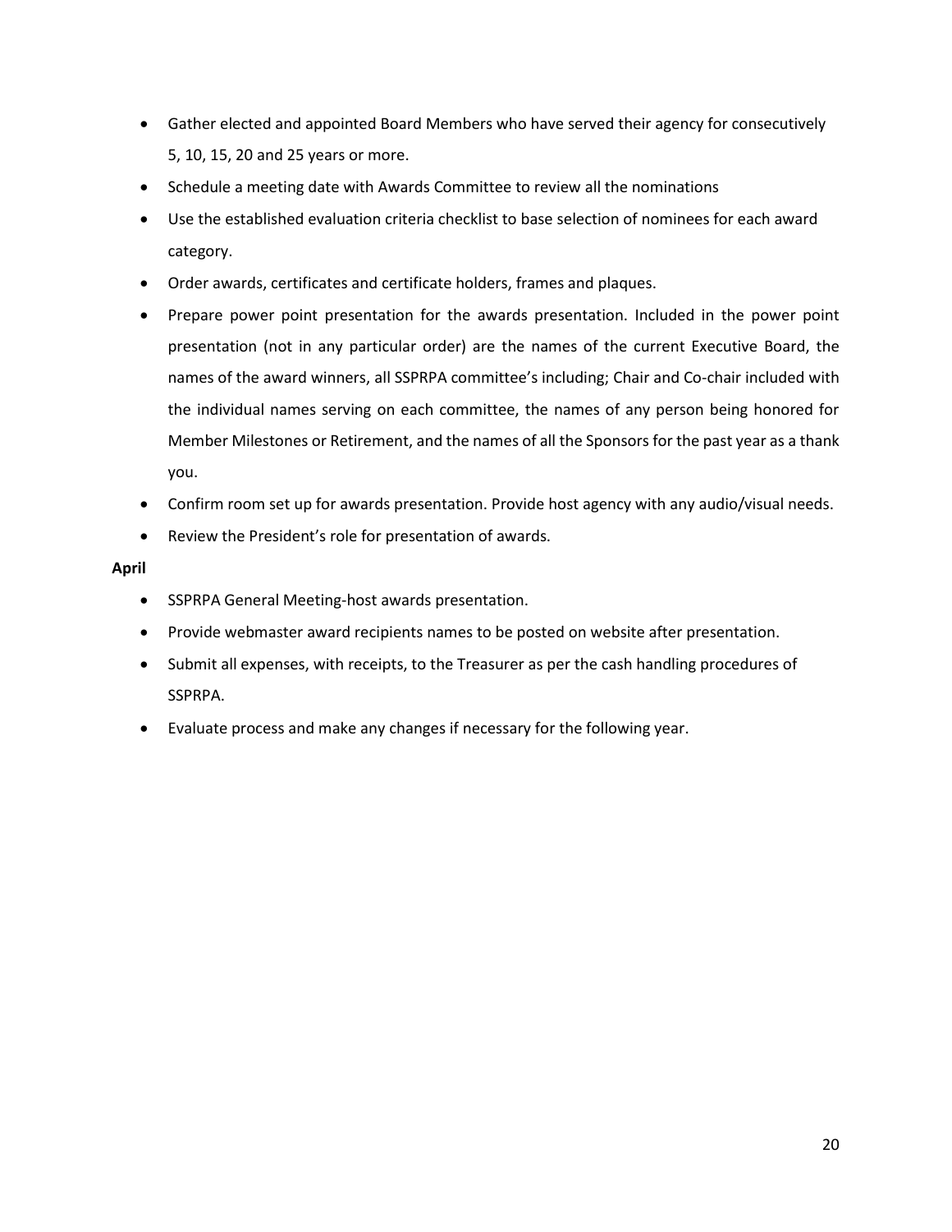- Gather elected and appointed Board Members who have served their agency for consecutively 5, 10, 15, 20 and 25 years or more.
- Schedule a meeting date with Awards Committee to review all the nominations
- Use the established evaluation criteria checklist to base selection of nominees for each award category.
- Order awards, certificates and certificate holders, frames and plaques.
- Prepare power point presentation for the awards presentation. Included in the power point presentation (not in any particular order) are the names of the current Executive Board, the names of the award winners, all SSPRPA committee's including; Chair and Co-chair included with the individual names serving on each committee, the names of any person being honored for Member Milestones or Retirement, and the names of all the Sponsors for the past year as a thank you.
- Confirm room set up for awards presentation. Provide host agency with any audio/visual needs.
- Review the President's role for presentation of awards.

**April**

- SSPRPA General Meeting-host awards presentation.
- Provide webmaster award recipients names to be posted on website after presentation.
- Submit all expenses, with receipts, to the Treasurer as per the cash handling procedures of SSPRPA.
- Evaluate process and make any changes if necessary for the following year.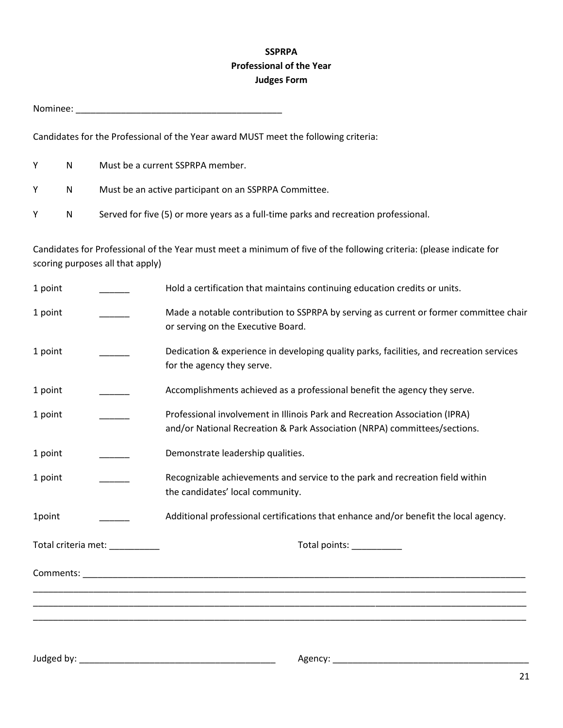**SSPRPA**
**Professional of the Year**
**Judges Form**

Nominee: ________________________________________

Candidates for the Professional of the Year award MUST meet the following criteria:

| | | |
|---|---|---|
| Y | N | Must be a current SSPRPA member. |
| Y | N | Must be an active participant on an SSPRPA Committee. |
| Y | N | Served for five (5) or more years as a full-time parks and recreation professional. |

Candidates for Professional of the Year must meet a minimum of five of the following criteria: (please indicate for scoring purposes all that apply)

| | | |
|---|---|---|
| 1 point | ______ | Hold a certification that maintains continuing education credits or units. |
| 1 point | ______ | Made a notable contribution to SSPRPA by serving as current or former committee chair or serving on the Executive Board. |
| 1 point | ______ | Dedication & experience in developing quality parks, facilities, and recreation services for the agency they serve. |
| 1 point | ______ | Accomplishments achieved as a professional benefit the agency they serve. |
| 1 point | ______ | Professional involvement in Illinois Park and Recreation Association (IPRA) and/or National Recreation & Park Association (NRPA) committees/sections. |
| 1 point | ______ | Demonstrate leadership qualities. |
| 1 point | ______ | Recognizable achievements and service to the park and recreation field within the candidates' local community. |
| 1point | ______ | Additional professional certifications that enhance and/or benefit the local agency. |

Total criteria met: __________ Total points: __________

Comments: ____________________________________________________________________________________________

____________________________________________________________________________________________________

____________________________________________________________________________________________________

____________________________________________________________________________________________________

Judged by: ________________________________________ Agency: ________________________________________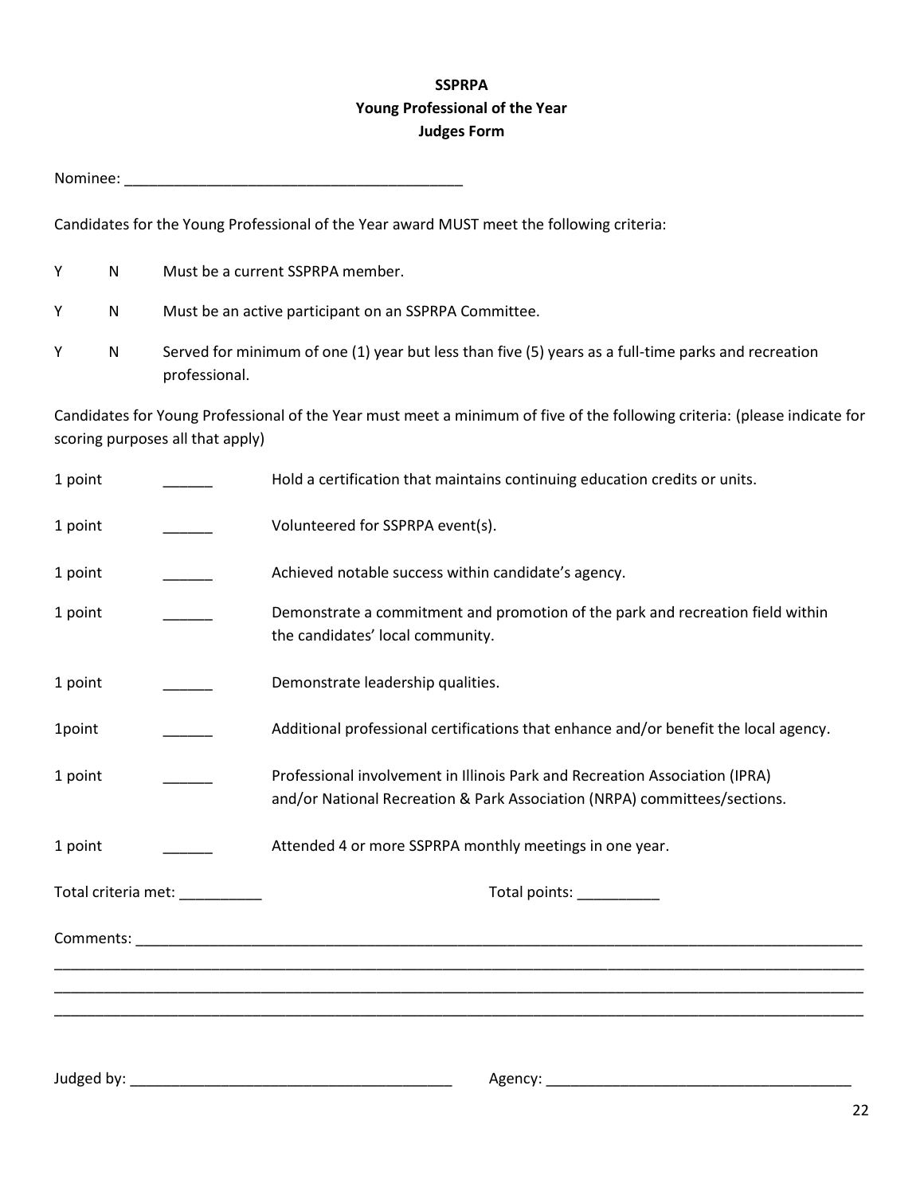**SSPRPA**
**Young Professional of the Year**
**Judges Form**

Nominee: ________________________________________

Candidates for the Young Professional of the Year award MUST meet the following criteria:

Y N Must be a current SSPRPA member.

Y N Must be an active participant on an SSPRPA Committee.

Y N Served for minimum of one (1) year but less than five (5) years as a full-time parks and recreation professional.

Candidates for Young Professional of the Year must meet a minimum of five of the following criteria: (please indicate for scoring purposes all that apply)

| | | |
|---|---|---|
| 1 point | ______ | Hold a certification that maintains continuing education credits or units. |
| 1 point | ______ | Volunteered for SSPRPA event(s). |
| 1 point | ______ | Achieved notable success within candidate's agency. |
| 1 point | ______ | Demonstrate a commitment and promotion of the park and recreation field within the candidates' local community. |
| 1 point | ______ | Demonstrate leadership qualities. |
| 1point | ______ | Additional professional certifications that enhance and/or benefit the local agency. |
| 1 point | ______ | Professional involvement in Illinois Park and Recreation Association (IPRA) and/or National Recreation & Park Association (NRPA) committees/sections. |
| 1 point | ______ | Attended 4 or more SSPRPA monthly meetings in one year. |

Total criteria met: __________ Total points: __________

Comments: ________________________________________________________________________________________
______________________________________________________________________________________________________
______________________________________________________________________________________________________
______________________________________________________________________________________________________

Judged by: ________________________________________ Agency: ______________________________________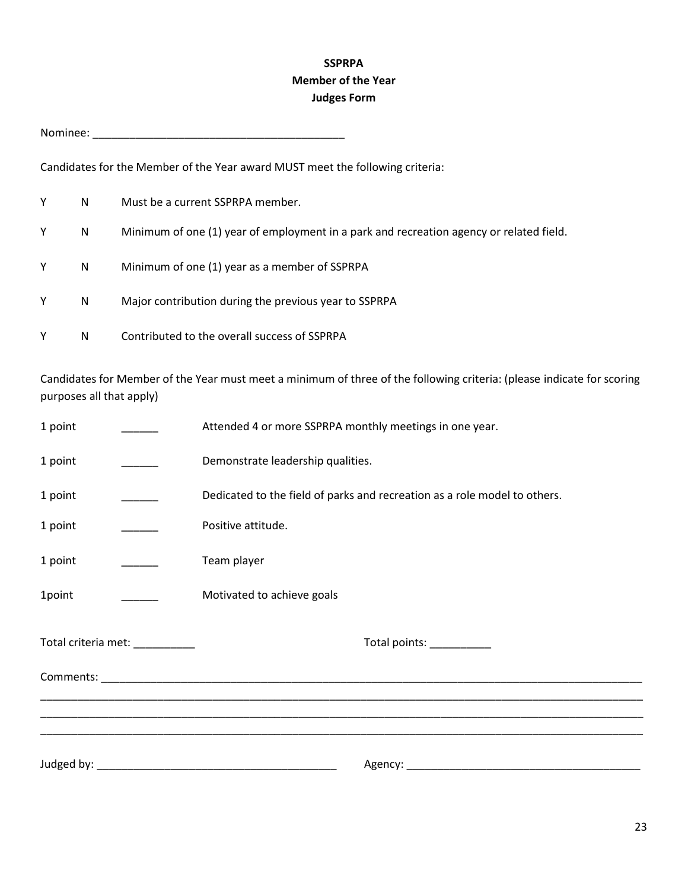**SSPRPA**
**Member of the Year**
**Judges Form**

Nominee: ________________________________________

Candidates for the Member of the Year award MUST meet the following criteria:

Y N Must be a current SSPRPA member.

Y N Minimum of one (1) year of employment in a park and recreation agency or related field.

Y N Minimum of one (1) year as a member of SSPRPA

Y N Major contribution during the previous year to SSPRPA

Y N Contributed to the overall success of SSPRPA

Candidates for Member of the Year must meet a minimum of three of the following criteria: (please indicate for scoring purposes all that apply)

1 point ______ Attended 4 or more SSPRPA monthly meetings in one year.

1 point ______ Demonstrate leadership qualities.

1 point ______ Dedicated to the field of parks and recreation as a role model to others.

1 point ______ Positive attitude.

1 point ______ Team player

1point ______ Motivated to achieve goals

Total criteria met: __________ Total points: __________

Comments: ____________________________________________________________________________________
______________________________________________________________________________________________
______________________________________________________________________________________________
______________________________________________________________________________________________

Judged by: ______________________________________ Agency: ______________________________________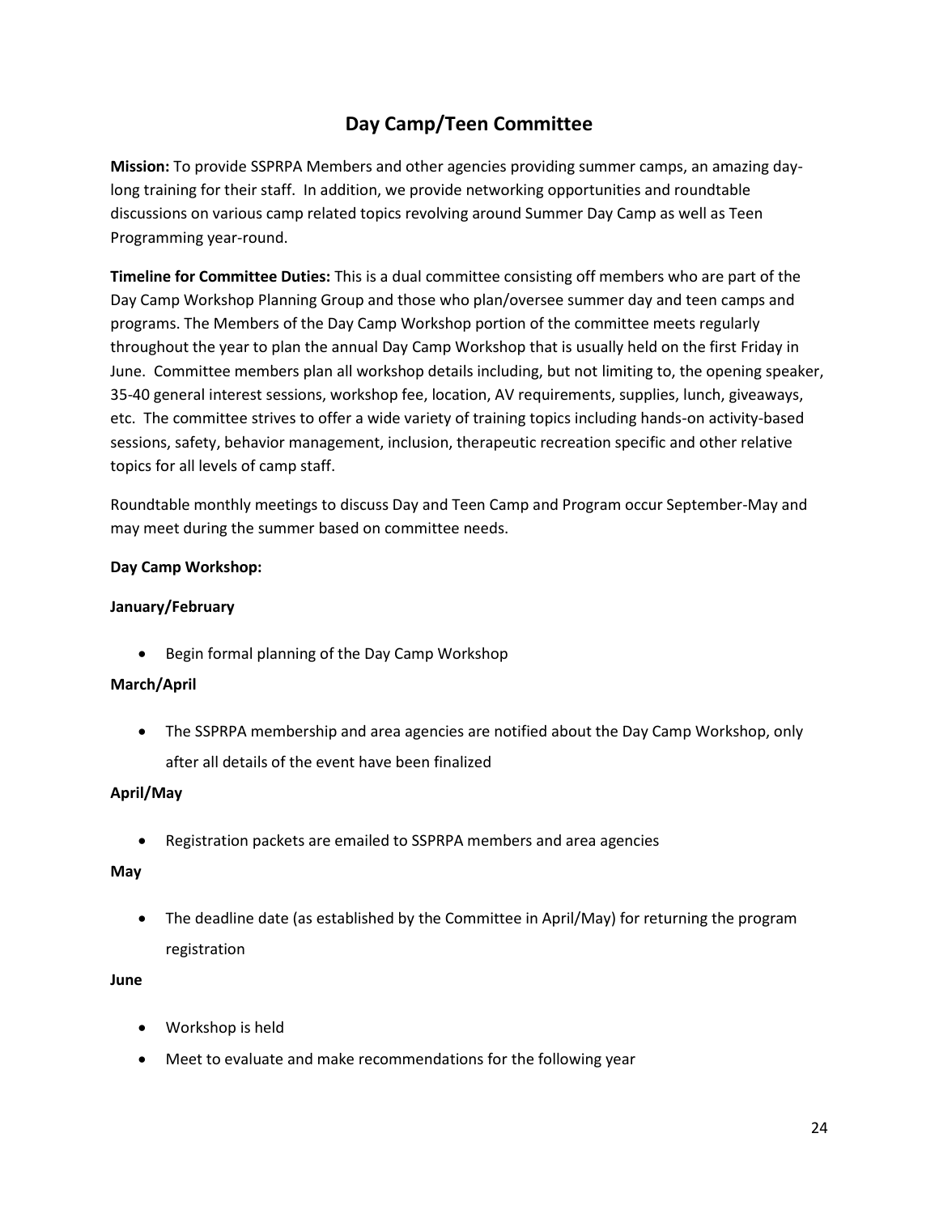# Day Camp/Teen Committee

**Mission:** To provide SSPRPA Members and other agencies providing summer camps, an amazing day-long training for their staff. In addition, we provide networking opportunities and roundtable discussions on various camp related topics revolving around Summer Day Camp as well as Teen Programming year-round.

**Timeline for Committee Duties:** This is a dual committee consisting off members who are part of the Day Camp Workshop Planning Group and those who plan/oversee summer day and teen camps and programs. The Members of the Day Camp Workshop portion of the committee meets regularly throughout the year to plan the annual Day Camp Workshop that is usually held on the first Friday in June. Committee members plan all workshop details including, but not limiting to, the opening speaker, 35-40 general interest sessions, workshop fee, location, AV requirements, supplies, lunch, giveaways, etc. The committee strives to offer a wide variety of training topics including hands-on activity-based sessions, safety, behavior management, inclusion, therapeutic recreation specific and other relative topics for all levels of camp staff.

Roundtable monthly meetings to discuss Day and Teen Camp and Program occur September-May and may meet during the summer based on committee needs.

**Day Camp Workshop:**

**January/February**

- Begin formal planning of the Day Camp Workshop

**March/April**

- The SSPRPA membership and area agencies are notified about the Day Camp Workshop, only after all details of the event have been finalized

**April/May**

- Registration packets are emailed to SSPRPA members and area agencies

**May**

- The deadline date (as established by the Committee in April/May) for returning the program registration

**June**

- Workshop is held
- Meet to evaluate and make recommendations for the following year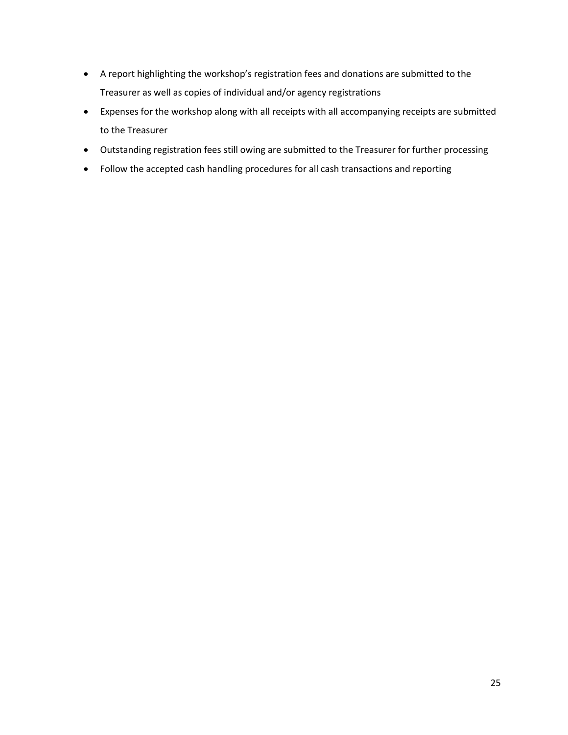- A report highlighting the workshop's registration fees and donations are submitted to the Treasurer as well as copies of individual and/or agency registrations
- Expenses for the workshop along with all receipts with all accompanying receipts are submitted to the Treasurer
- Outstanding registration fees still owing are submitted to the Treasurer for further processing
- Follow the accepted cash handling procedures for all cash transactions and reporting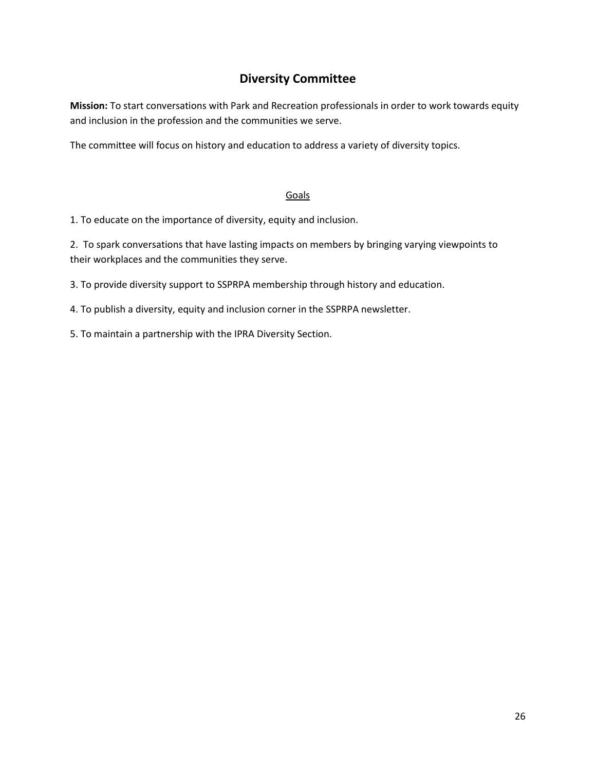# Diversity Committee

**Mission:** To start conversations with Park and Recreation professionals in order to work towards equity and inclusion in the profession and the communities we serve.

The committee will focus on history and education to address a variety of diversity topics.

## Goals

1. To educate on the importance of diversity, equity and inclusion.
2. To spark conversations that have lasting impacts on members by bringing varying viewpoints to their workplaces and the communities they serve.
3. To provide diversity support to SSPRPA membership through history and education.
4. To publish a diversity, equity and inclusion corner in the SSPRPA newsletter.
5. To maintain a partnership with the IPRA Diversity Section.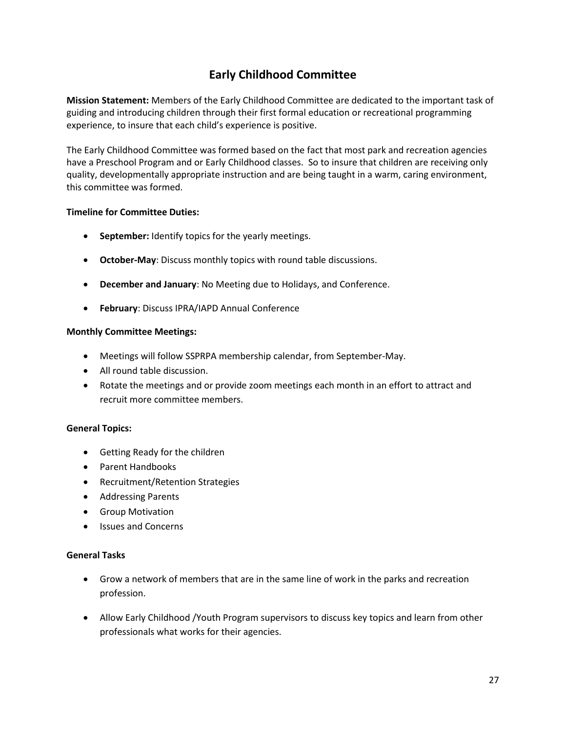# Early Childhood Committee

**Mission Statement:** Members of the Early Childhood Committee are dedicated to the important task of guiding and introducing children through their first formal education or recreational programming experience, to insure that each child's experience is positive.

The Early Childhood Committee was formed based on the fact that most park and recreation agencies have a Preschool Program and or Early Childhood classes. So to insure that children are receiving only quality, developmentally appropriate instruction and are being taught in a warm, caring environment, this committee was formed.

**Timeline for Committee Duties:**

- **September:** Identify topics for the yearly meetings.
- **October-May**: Discuss monthly topics with round table discussions.
- **December and January**: No Meeting due to Holidays, and Conference.
- **February**: Discuss IPRA/IAPD Annual Conference

**Monthly Committee Meetings:**

- Meetings will follow SSPRPA membership calendar, from September-May.
- All round table discussion.
- Rotate the meetings and or provide zoom meetings each month in an effort to attract and recruit more committee members.

**General Topics:**

- Getting Ready for the children
- Parent Handbooks
- Recruitment/Retention Strategies
- Addressing Parents
- Group Motivation
- Issues and Concerns

**General Tasks**

- Grow a network of members that are in the same line of work in the parks and recreation profession.
- Allow Early Childhood /Youth Program supervisors to discuss key topics and learn from other professionals what works for their agencies.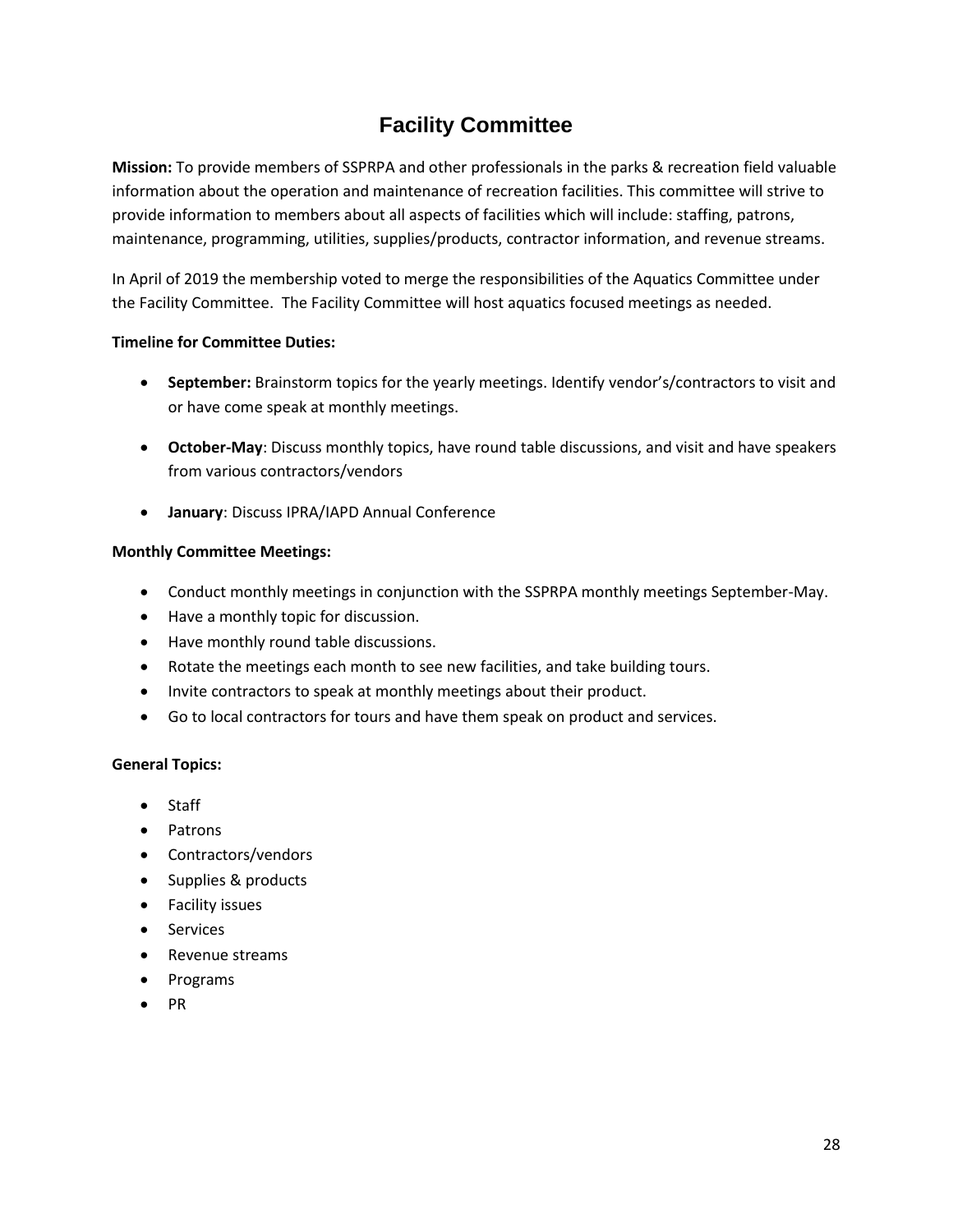# Facility Committee

**Mission:** To provide members of SSPRPA and other professionals in the parks & recreation field valuable information about the operation and maintenance of recreation facilities. This committee will strive to provide information to members about all aspects of facilities which will include: staffing, patrons, maintenance, programming, utilities, supplies/products, contractor information, and revenue streams.

In April of 2019 the membership voted to merge the responsibilities of the Aquatics Committee under the Facility Committee. The Facility Committee will host aquatics focused meetings as needed.

**Timeline for Committee Duties:**

- **September:** Brainstorm topics for the yearly meetings. Identify vendor's/contractors to visit and or have come speak at monthly meetings.

- **October-May**: Discuss monthly topics, have round table discussions, and visit and have speakers from various contractors/vendors

- **January**: Discuss IPRA/IAPD Annual Conference

**Monthly Committee Meetings:**

- Conduct monthly meetings in conjunction with the SSPRPA monthly meetings September-May.
- Have a monthly topic for discussion.
- Have monthly round table discussions.
- Rotate the meetings each month to see new facilities, and take building tours.
- Invite contractors to speak at monthly meetings about their product.
- Go to local contractors for tours and have them speak on product and services.

**General Topics:**

- Staff
- Patrons
- Contractors/vendors
- Supplies & products
- Facility issues
- Services
- Revenue streams
- Programs
- PR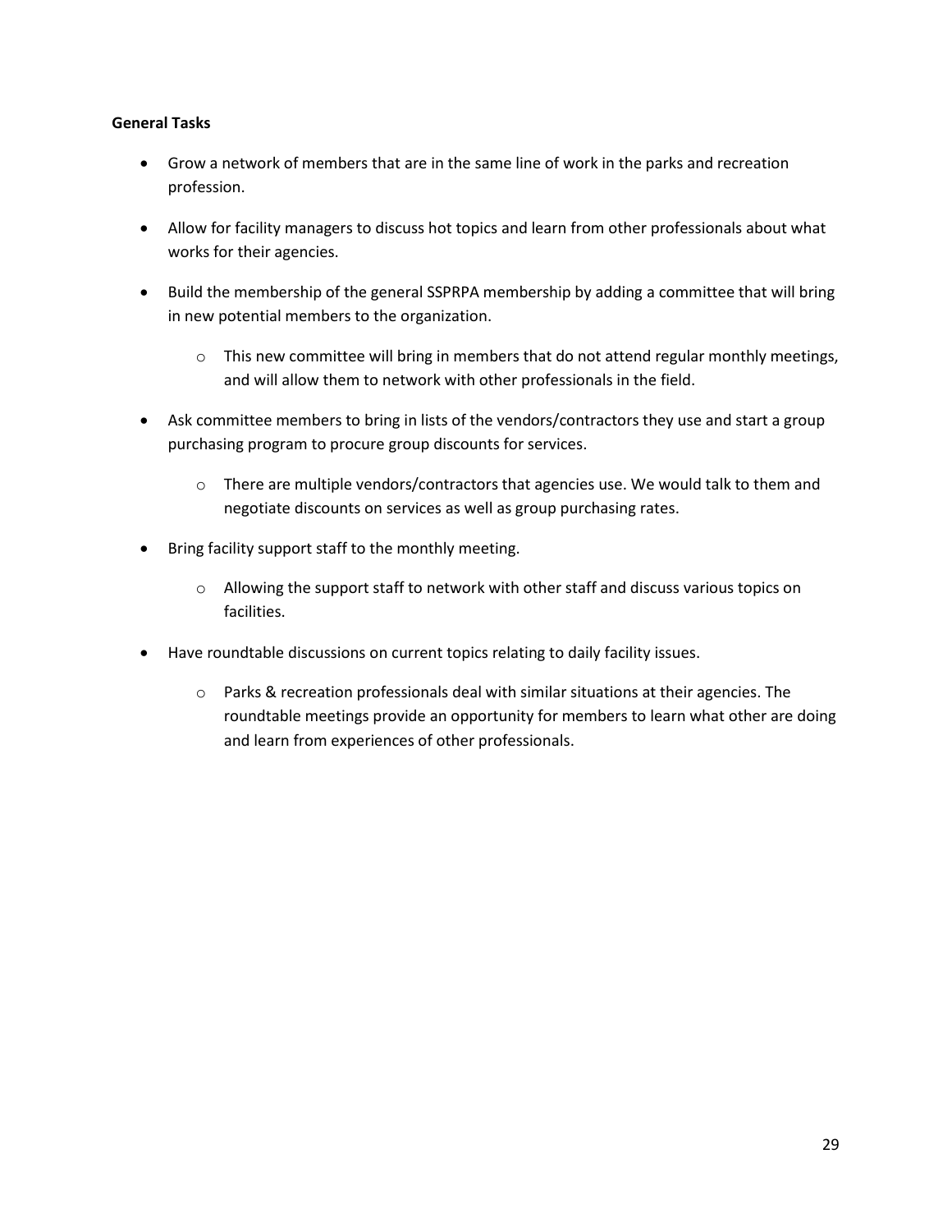**General Tasks**

- Grow a network of members that are in the same line of work in the parks and recreation profession.
- Allow for facility managers to discuss hot topics and learn from other professionals about what works for their agencies.
- Build the membership of the general SSPRPA membership by adding a committee that will bring in new potential members to the organization.
    - This new committee will bring in members that do not attend regular monthly meetings, and will allow them to network with other professionals in the field.
- Ask committee members to bring in lists of the vendors/contractors they use and start a group purchasing program to procure group discounts for services.
    - There are multiple vendors/contractors that agencies use. We would talk to them and negotiate discounts on services as well as group purchasing rates.
- Bring facility support staff to the monthly meeting.
    - Allowing the support staff to network with other staff and discuss various topics on facilities.
- Have roundtable discussions on current topics relating to daily facility issues.
    - Parks & recreation professionals deal with similar situations at their agencies. The roundtable meetings provide an opportunity for members to learn what other are doing and learn from experiences of other professionals.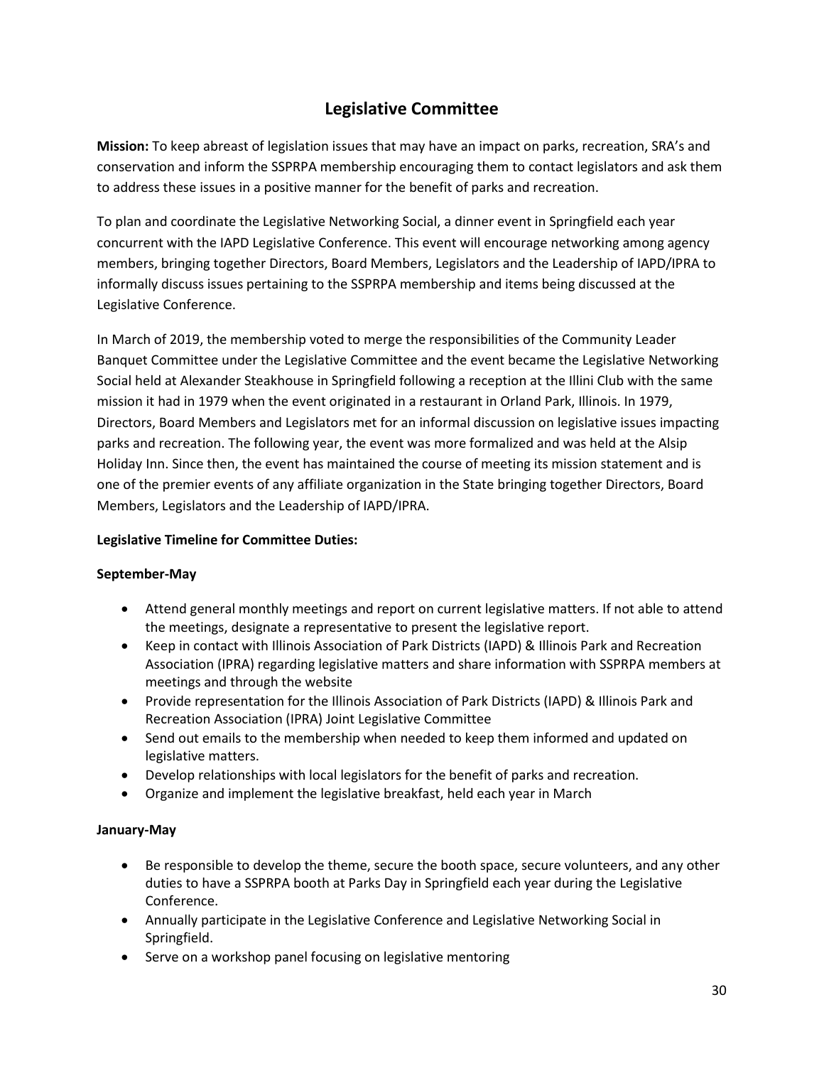## Legislative Committee

**Mission:** To keep abreast of legislation issues that may have an impact on parks, recreation, SRA's and conservation and inform the SSPRPA membership encouraging them to contact legislators and ask them to address these issues in a positive manner for the benefit of parks and recreation.

To plan and coordinate the Legislative Networking Social, a dinner event in Springfield each year concurrent with the IAPD Legislative Conference. This event will encourage networking among agency members, bringing together Directors, Board Members, Legislators and the Leadership of IAPD/IPRA to informally discuss issues pertaining to the SSPRPA membership and items being discussed at the Legislative Conference.

In March of 2019, the membership voted to merge the responsibilities of the Community Leader Banquet Committee under the Legislative Committee and the event became the Legislative Networking Social held at Alexander Steakhouse in Springfield following a reception at the Illini Club with the same mission it had in 1979 when the event originated in a restaurant in Orland Park, Illinois. In 1979, Directors, Board Members and Legislators met for an informal discussion on legislative issues impacting parks and recreation. The following year, the event was more formalized and was held at the Alsip Holiday Inn. Since then, the event has maintained the course of meeting its mission statement and is one of the premier events of any affiliate organization in the State bringing together Directors, Board Members, Legislators and the Leadership of IAPD/IPRA.

**Legislative Timeline for Committee Duties:**

**September-May**

- Attend general monthly meetings and report on current legislative matters. If not able to attend the meetings, designate a representative to present the legislative report.
- Keep in contact with Illinois Association of Park Districts (IAPD) & Illinois Park and Recreation Association (IPRA) regarding legislative matters and share information with SSPRPA members at meetings and through the website
- Provide representation for the Illinois Association of Park Districts (IAPD) & Illinois Park and Recreation Association (IPRA) Joint Legislative Committee
- Send out emails to the membership when needed to keep them informed and updated on legislative matters.
- Develop relationships with local legislators for the benefit of parks and recreation.
- Organize and implement the legislative breakfast, held each year in March

**January-May**

- Be responsible to develop the theme, secure the booth space, secure volunteers, and any other duties to have a SSPRPA booth at Parks Day in Springfield each year during the Legislative Conference.
- Annually participate in the Legislative Conference and Legislative Networking Social in Springfield.
- Serve on a workshop panel focusing on legislative mentoring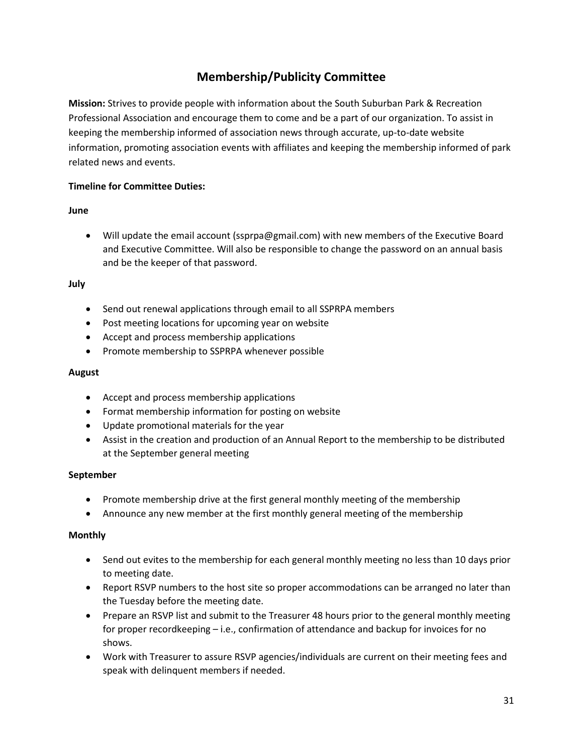## Membership/Publicity Committee

**Mission:** Strives to provide people with information about the South Suburban Park & Recreation Professional Association and encourage them to come and be a part of our organization. To assist in keeping the membership informed of association news through accurate, up-to-date website information, promoting association events with affiliates and keeping the membership informed of park related news and events.

**Timeline for Committee Duties:**

**June**

- Will update the email account (ssprpa@gmail.com) with new members of the Executive Board and Executive Committee. Will also be responsible to change the password on an annual basis and be the keeper of that password.

**July**

- Send out renewal applications through email to all SSPRPA members
- Post meeting locations for upcoming year on website
- Accept and process membership applications
- Promote membership to SSPRPA whenever possible

**August**

- Accept and process membership applications
- Format membership information for posting on website
- Update promotional materials for the year
- Assist in the creation and production of an Annual Report to the membership to be distributed at the September general meeting

**September**

- Promote membership drive at the first general monthly meeting of the membership
- Announce any new member at the first monthly general meeting of the membership

**Monthly**

- Send out evites to the membership for each general monthly meeting no less than 10 days prior to meeting date.
- Report RSVP numbers to the host site so proper accommodations can be arranged no later than the Tuesday before the meeting date.
- Prepare an RSVP list and submit to the Treasurer 48 hours prior to the general monthly meeting for proper recordkeeping – i.e., confirmation of attendance and backup for invoices for no shows.
- Work with Treasurer to assure RSVP agencies/individuals are current on their meeting fees and speak with delinquent members if needed.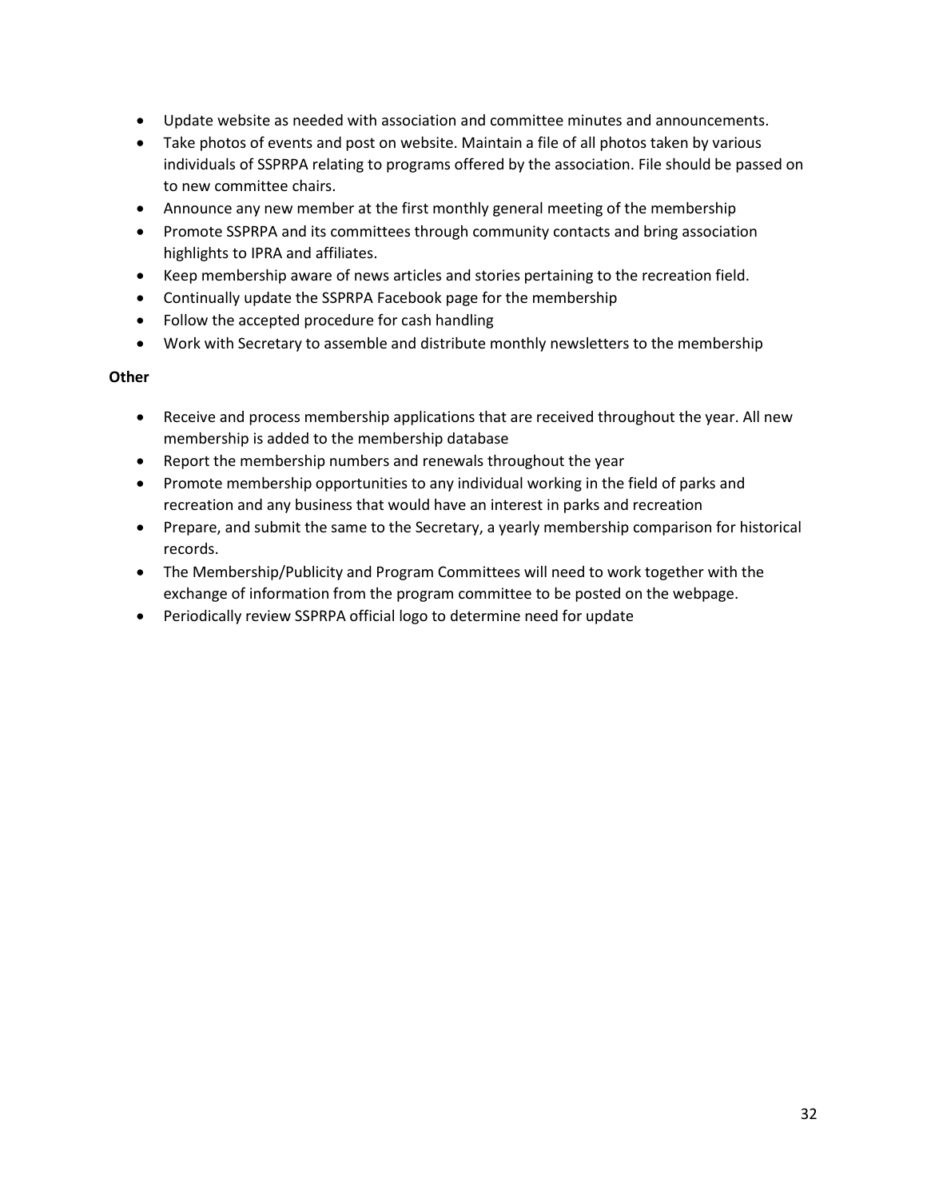- Update website as needed with association and committee minutes and announcements.
- Take photos of events and post on website. Maintain a file of all photos taken by various individuals of SSPRPA relating to programs offered by the association. File should be passed on to new committee chairs.
- Announce any new member at the first monthly general meeting of the membership
- Promote SSPRPA and its committees through community contacts and bring association highlights to IPRA and affiliates.
- Keep membership aware of news articles and stories pertaining to the recreation field.
- Continually update the SSPRPA Facebook page for the membership
- Follow the accepted procedure for cash handling
- Work with Secretary to assemble and distribute monthly newsletters to the membership

**Other**

- Receive and process membership applications that are received throughout the year. All new membership is added to the membership database
- Report the membership numbers and renewals throughout the year
- Promote membership opportunities to any individual working in the field of parks and recreation and any business that would have an interest in parks and recreation
- Prepare, and submit the same to the Secretary, a yearly membership comparison for historical records.
- The Membership/Publicity and Program Committees will need to work together with the exchange of information from the program committee to be posted on the webpage.
- Periodically review SSPRPA official logo to determine need for update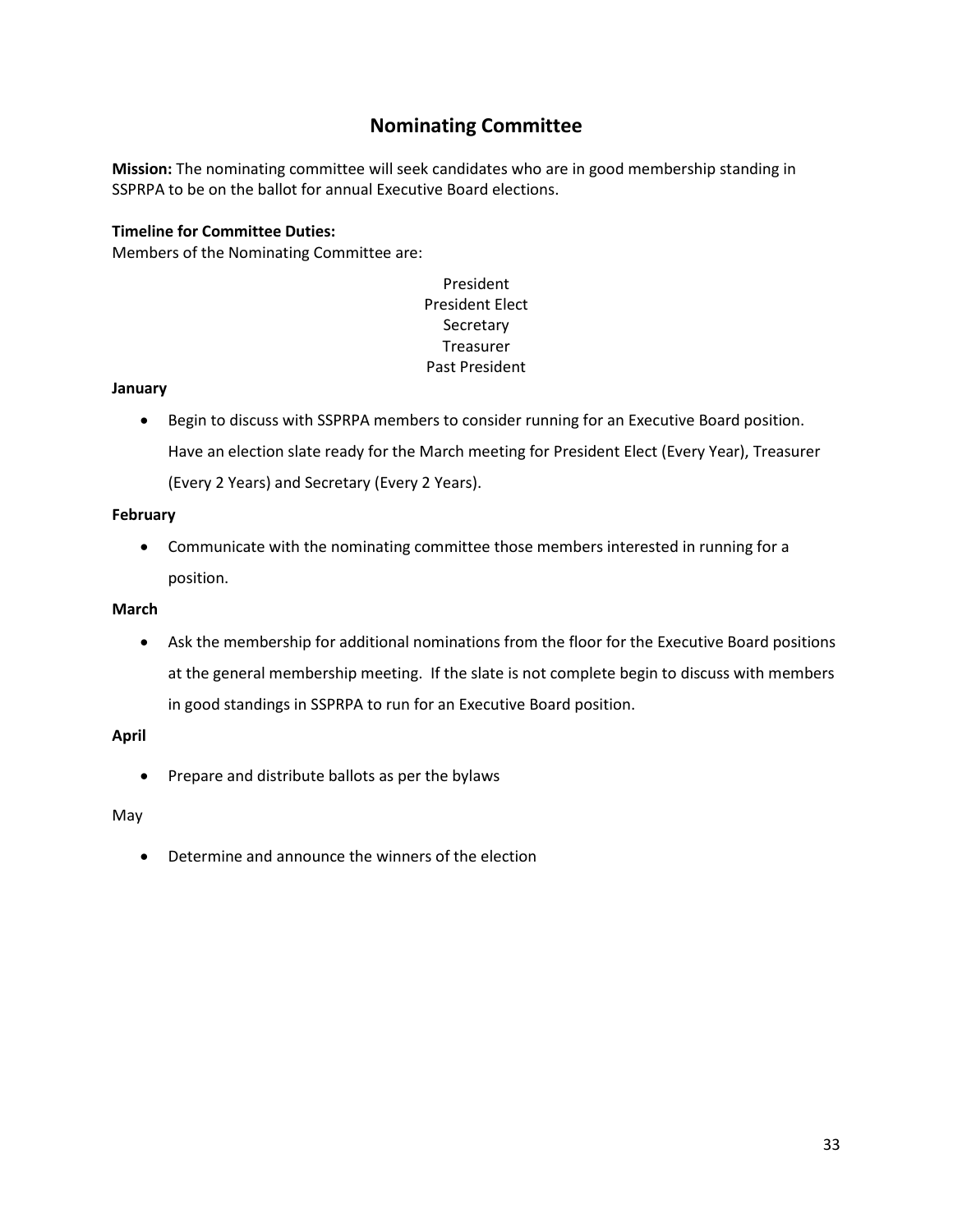# Nominating Committee

**Mission:** The nominating committee will seek candidates who are in good membership standing in SSPRPA to be on the ballot for annual Executive Board elections.

**Timeline for Committee Duties:**
Members of the Nominating Committee are:

President
President Elect
Secretary
Treasurer
Past President

**January**

- Begin to discuss with SSPRPA members to consider running for an Executive Board position. Have an election slate ready for the March meeting for President Elect (Every Year), Treasurer (Every 2 Years) and Secretary (Every 2 Years).

**February**

- Communicate with the nominating committee those members interested in running for a position.

**March**

- Ask the membership for additional nominations from the floor for the Executive Board positions at the general membership meeting. If the slate is not complete begin to discuss with members in good standings in SSPRPA to run for an Executive Board position.

**April**

- Prepare and distribute ballots as per the bylaws

May

- Determine and announce the winners of the election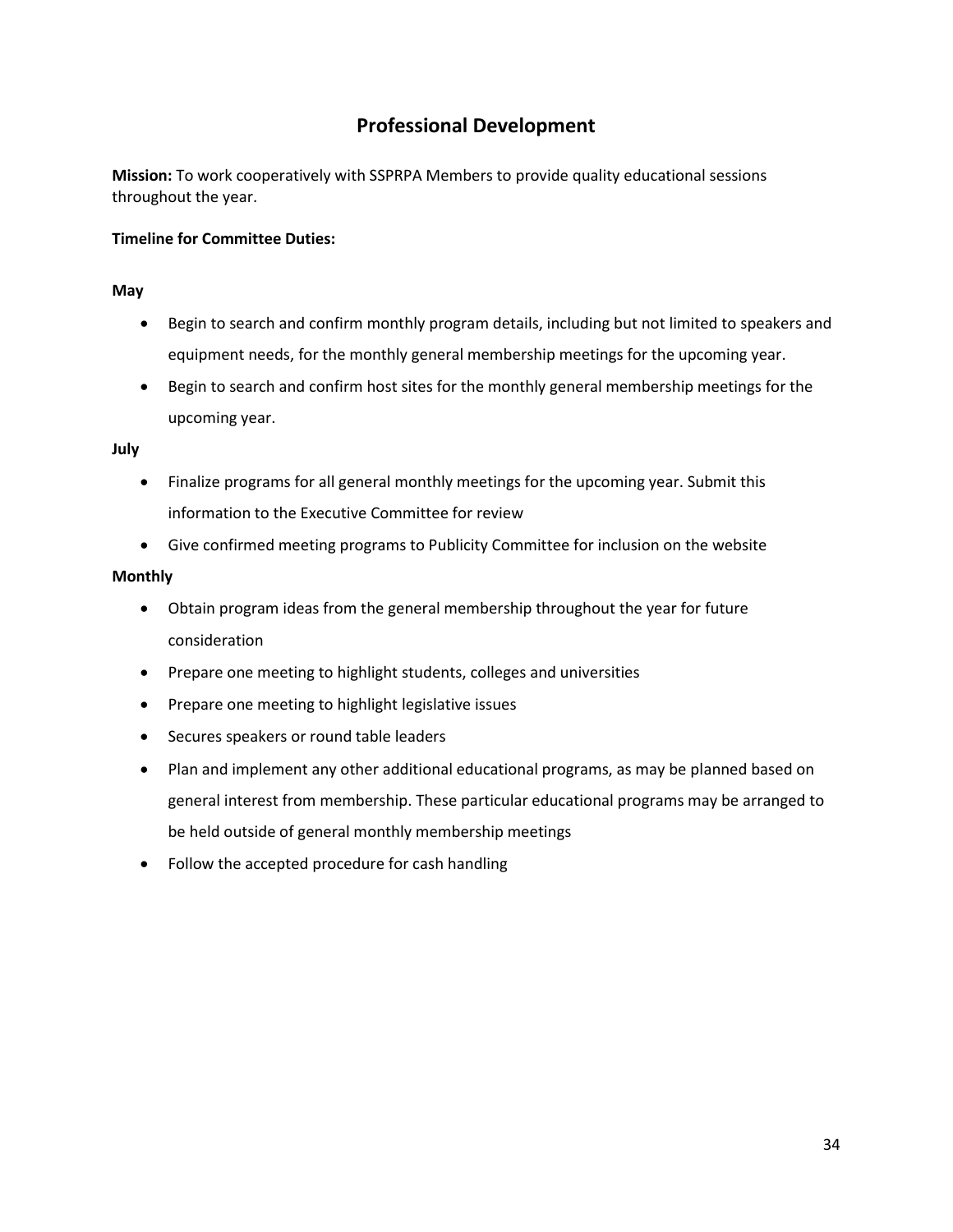# Professional Development

**Mission:** To work cooperatively with SSPRPA Members to provide quality educational sessions throughout the year.

**Timeline for Committee Duties:**

**May**

- Begin to search and confirm monthly program details, including but not limited to speakers and equipment needs, for the monthly general membership meetings for the upcoming year.
- Begin to search and confirm host sites for the monthly general membership meetings for the upcoming year.

**July**

- Finalize programs for all general monthly meetings for the upcoming year. Submit this information to the Executive Committee for review
- Give confirmed meeting programs to Publicity Committee for inclusion on the website

**Monthly**

- Obtain program ideas from the general membership throughout the year for future consideration
- Prepare one meeting to highlight students, colleges and universities
- Prepare one meeting to highlight legislative issues
- Secures speakers or round table leaders
- Plan and implement any other additional educational programs, as may be planned based on general interest from membership. These particular educational programs may be arranged to be held outside of general monthly membership meetings
- Follow the accepted procedure for cash handling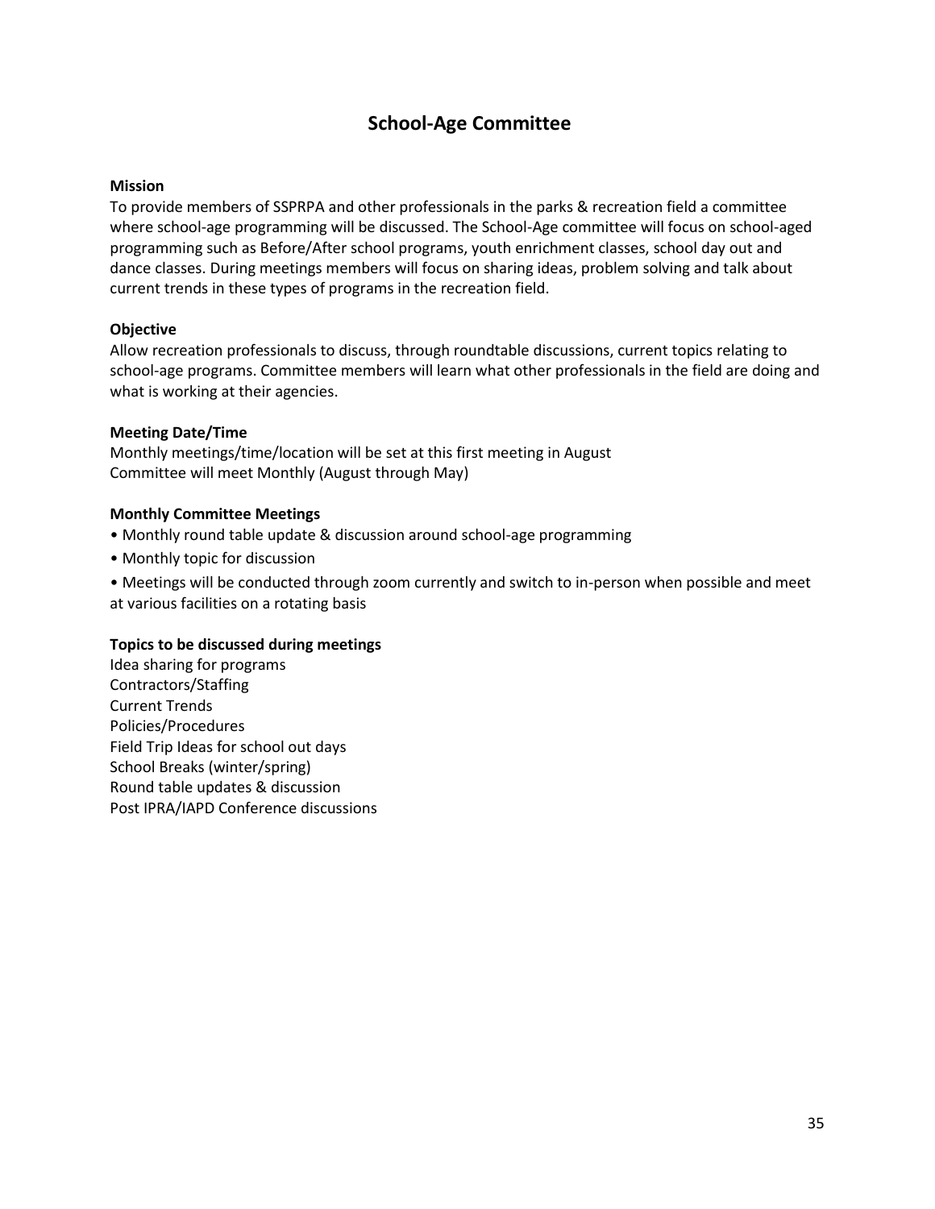## School-Age Committee

**Mission**

To provide members of SSPRPA and other professionals in the parks & recreation field a committee where school-age programming will be discussed. The School-Age committee will focus on school-aged programming such as Before/After school programs, youth enrichment classes, school day out and dance classes. During meetings members will focus on sharing ideas, problem solving and talk about current trends in these types of programs in the recreation field.

**Objective**

Allow recreation professionals to discuss, through roundtable discussions, current topics relating to school-age programs. Committee members will learn what other professionals in the field are doing and what is working at their agencies.

**Meeting Date/Time**

Monthly meetings/time/location will be set at this first meeting in August
Committee will meet Monthly (August through May)

**Monthly Committee Meetings**

- Monthly round table update & discussion around school-age programming
- Monthly topic for discussion
- Meetings will be conducted through zoom currently and switch to in-person when possible and meet at various facilities on a rotating basis

**Topics to be discussed during meetings**

Idea sharing for programs
Contractors/Staffing
Current Trends
Policies/Procedures
Field Trip Ideas for school out days
School Breaks (winter/spring)
Round table updates & discussion
Post IPRA/IAPD Conference discussions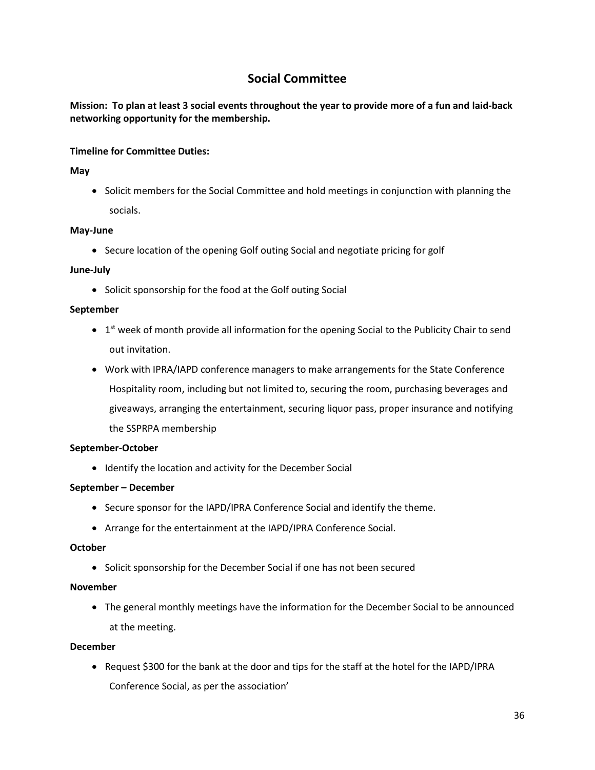## Social Committee

**Mission: To plan at least 3 social events throughout the year to provide more of a fun and laid-back networking opportunity for the membership.**

**Timeline for Committee Duties:**

**May**

- Solicit members for the Social Committee and hold meetings in conjunction with planning the socials.

**May-June**

- Secure location of the opening Golf outing Social and negotiate pricing for golf

**June-July**

- Solicit sponsorship for the food at the Golf outing Social

**September**

- 1st week of month provide all information for the opening Social to the Publicity Chair to send out invitation.
- Work with IPRA/IAPD conference managers to make arrangements for the State Conference Hospitality room, including but not limited to, securing the room, purchasing beverages and giveaways, arranging the entertainment, securing liquor pass, proper insurance and notifying the SSPRPA membership

**September-October**

- Identify the location and activity for the December Social

**September – December**

- Secure sponsor for the IAPD/IPRA Conference Social and identify the theme.
- Arrange for the entertainment at the IAPD/IPRA Conference Social.

**October**

- Solicit sponsorship for the December Social if one has not been secured

**November**

- The general monthly meetings have the information for the December Social to be announced at the meeting.

**December**

- Request $300 for the bank at the door and tips for the staff at the hotel for the IAPD/IPRA Conference Social, as per the association'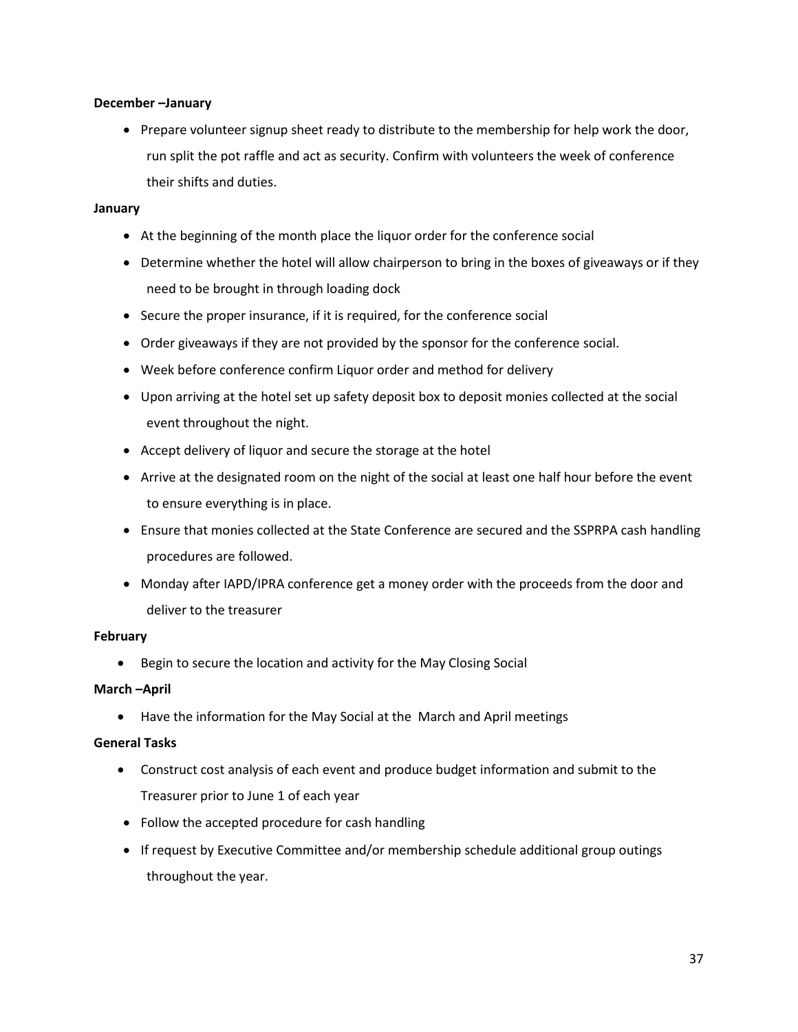**December –January**

- Prepare volunteer signup sheet ready to distribute to the membership for help work the door, run split the pot raffle and act as security. Confirm with volunteers the week of conference their shifts and duties.

**January**

- At the beginning of the month place the liquor order for the conference social
- Determine whether the hotel will allow chairperson to bring in the boxes of giveaways or if they need to be brought in through loading dock
- Secure the proper insurance, if it is required, for the conference social
- Order giveaways if they are not provided by the sponsor for the conference social.
- Week before conference confirm Liquor order and method for delivery
- Upon arriving at the hotel set up safety deposit box to deposit monies collected at the social event throughout the night.
- Accept delivery of liquor and secure the storage at the hotel
- Arrive at the designated room on the night of the social at least one half hour before the event to ensure everything is in place.
- Ensure that monies collected at the State Conference are secured and the SSPRPA cash handling procedures are followed.
- Monday after IAPD/IPRA conference get a money order with the proceeds from the door and deliver to the treasurer

**February**

- Begin to secure the location and activity for the May Closing Social

**March –April**

- Have the information for the May Social at the March and April meetings

**General Tasks**

- Construct cost analysis of each event and produce budget information and submit to the Treasurer prior to June 1 of each year
- Follow the accepted procedure for cash handling
- If request by Executive Committee and/or membership schedule additional group outings throughout the year.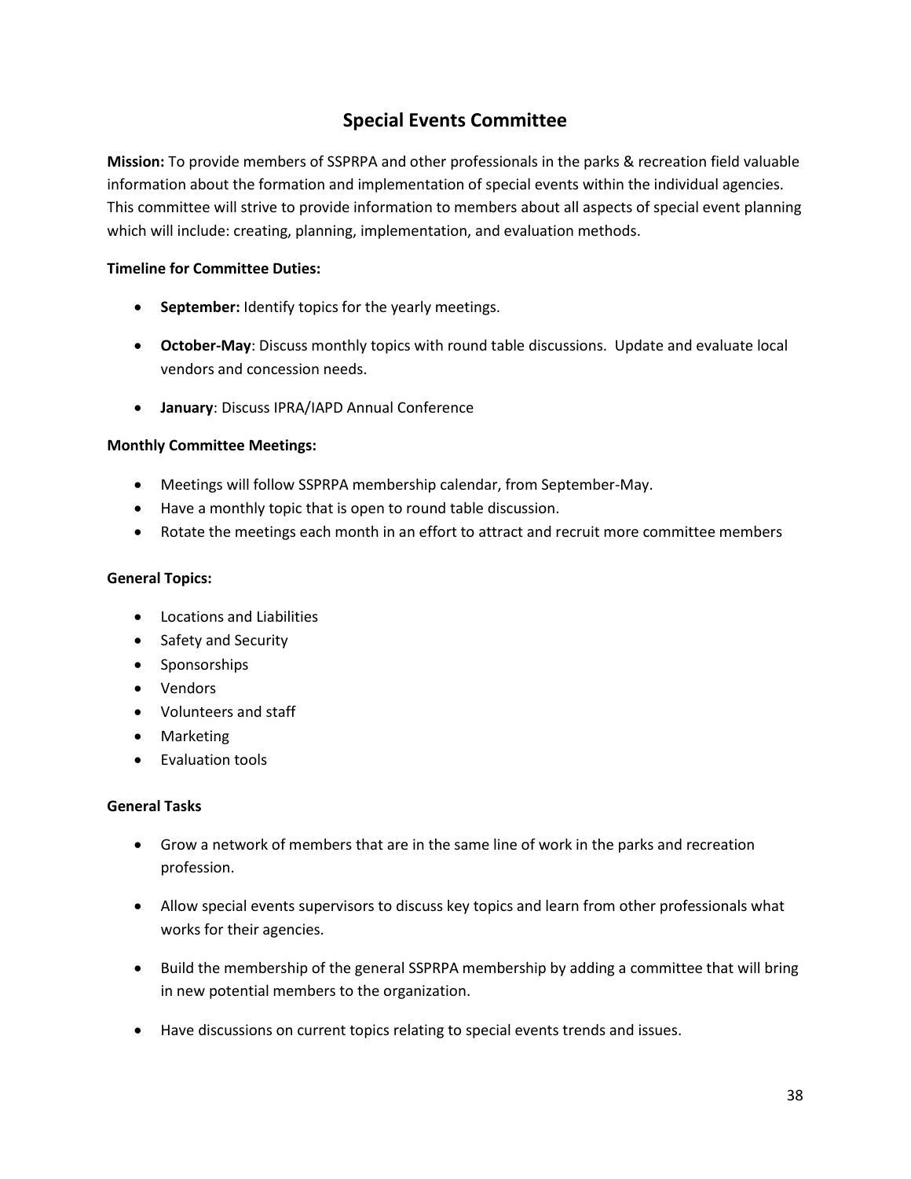# Special Events Committee

**Mission:** To provide members of SSPRPA and other professionals in the parks & recreation field valuable information about the formation and implementation of special events within the individual agencies. This committee will strive to provide information to members about all aspects of special event planning which will include: creating, planning, implementation, and evaluation methods.

**Timeline for Committee Duties:**

- **September:** Identify topics for the yearly meetings.
- **October-May**: Discuss monthly topics with round table discussions. Update and evaluate local vendors and concession needs.
- **January**: Discuss IPRA/IAPD Annual Conference

**Monthly Committee Meetings:**

- Meetings will follow SSPRPA membership calendar, from September-May.
- Have a monthly topic that is open to round table discussion.
- Rotate the meetings each month in an effort to attract and recruit more committee members

**General Topics:**

- Locations and Liabilities
- Safety and Security
- Sponsorships
- Vendors
- Volunteers and staff
- Marketing
- Evaluation tools

**General Tasks**

- Grow a network of members that are in the same line of work in the parks and recreation profession.
- Allow special events supervisors to discuss key topics and learn from other professionals what works for their agencies.
- Build the membership of the general SSPRPA membership by adding a committee that will bring in new potential members to the organization.
- Have discussions on current topics relating to special events trends and issues.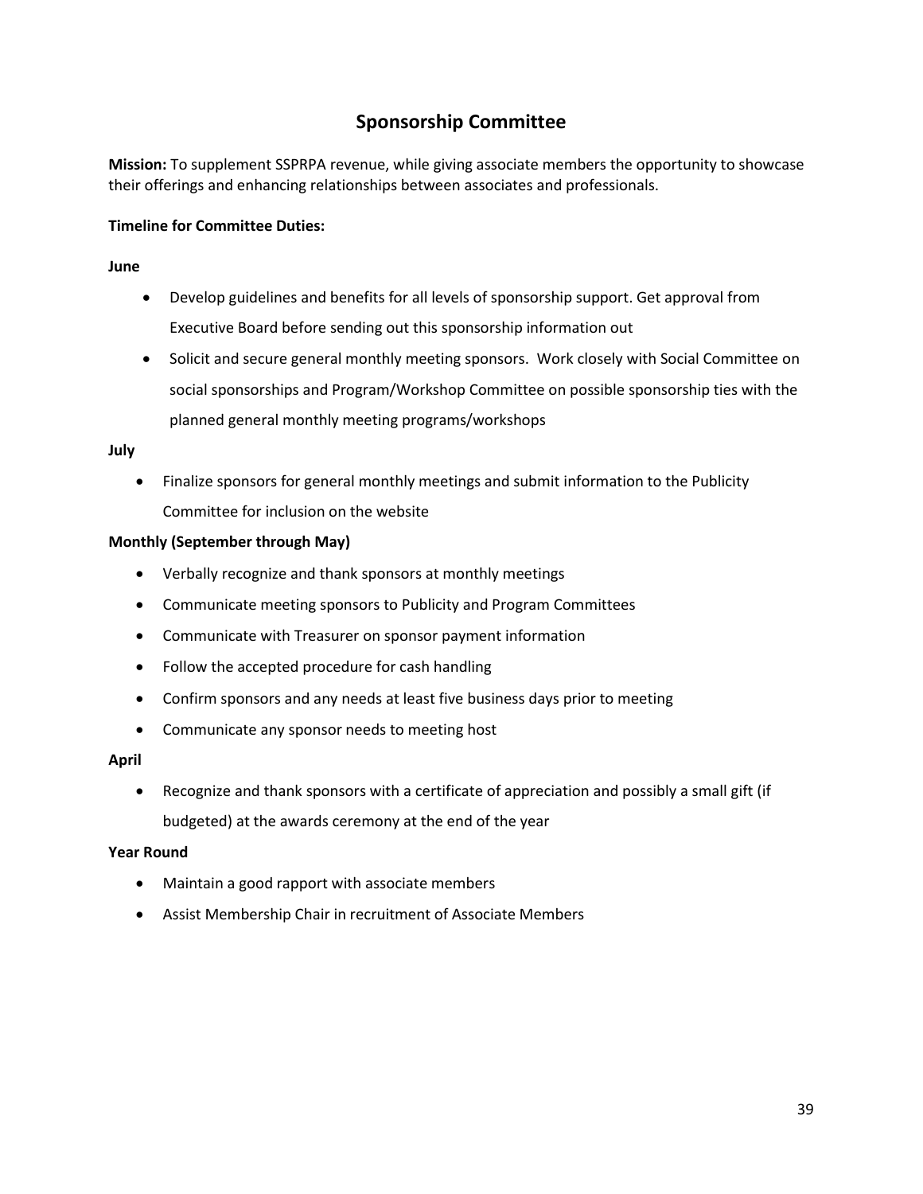# Sponsorship Committee

**Mission:** To supplement SSPRPA revenue, while giving associate members the opportunity to showcase their offerings and enhancing relationships between associates and professionals.

**Timeline for Committee Duties:**

**June**

- Develop guidelines and benefits for all levels of sponsorship support. Get approval from Executive Board before sending out this sponsorship information out
- Solicit and secure general monthly meeting sponsors. Work closely with Social Committee on social sponsorships and Program/Workshop Committee on possible sponsorship ties with the planned general monthly meeting programs/workshops

**July**

- Finalize sponsors for general monthly meetings and submit information to the Publicity Committee for inclusion on the website

**Monthly (September through May)**

- Verbally recognize and thank sponsors at monthly meetings
- Communicate meeting sponsors to Publicity and Program Committees
- Communicate with Treasurer on sponsor payment information
- Follow the accepted procedure for cash handling
- Confirm sponsors and any needs at least five business days prior to meeting
- Communicate any sponsor needs to meeting host

**April**

- Recognize and thank sponsors with a certificate of appreciation and possibly a small gift (if budgeted) at the awards ceremony at the end of the year

**Year Round**

- Maintain a good rapport with associate members
- Assist Membership Chair in recruitment of Associate Members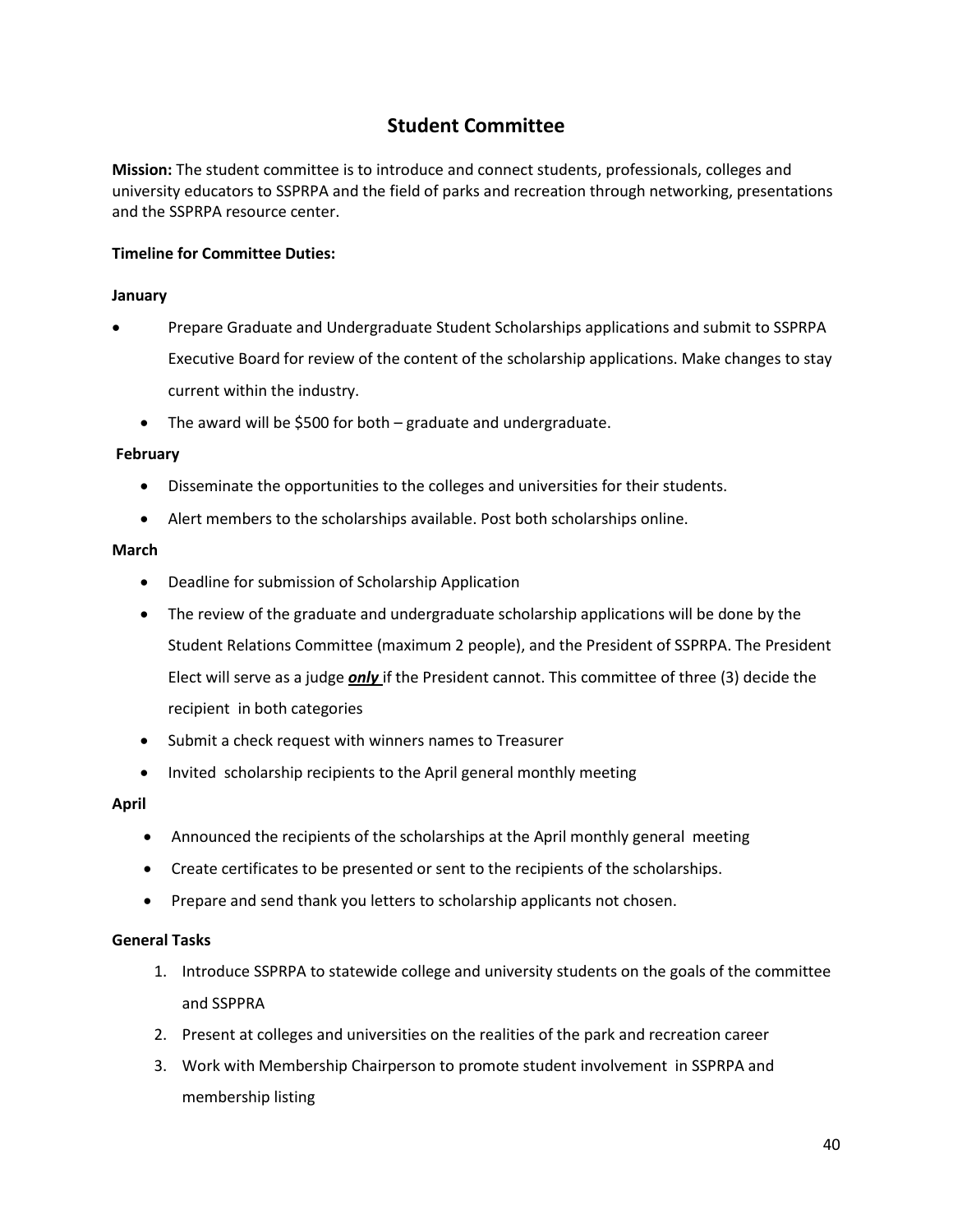# Student Committee

**Mission:** The student committee is to introduce and connect students, professionals, colleges and university educators to SSPRPA and the field of parks and recreation through networking, presentations and the SSPRPA resource center.

**Timeline for Committee Duties:**

**January**

- Prepare Graduate and Undergraduate Student Scholarships applications and submit to SSPRPA Executive Board for review of the content of the scholarship applications. Make changes to stay current within the industry.
  - The award will be $500 for both – graduate and undergraduate.

**February**

- Disseminate the opportunities to the colleges and universities for their students.
- Alert members to the scholarships available. Post both scholarships online.

**March**

- Deadline for submission of Scholarship Application
- The review of the graduate and undergraduate scholarship applications will be done by the Student Relations Committee (maximum 2 people), and the President of SSPRPA. The President Elect will serve as a judge ***only*** if the President cannot. This committee of three (3) decide the recipient in both categories
- Submit a check request with winners names to Treasurer
- Invited scholarship recipients to the April general monthly meeting

**April**

- Announced the recipients of the scholarships at the April monthly general meeting
- Create certificates to be presented or sent to the recipients of the scholarships.
- Prepare and send thank you letters to scholarship applicants not chosen.

**General Tasks**

1. Introduce SSPRPA to statewide college and university students on the goals of the committee and SSPPRA
2. Present at colleges and universities on the realities of the park and recreation career
3. Work with Membership Chairperson to promote student involvement in SSPRPA and membership listing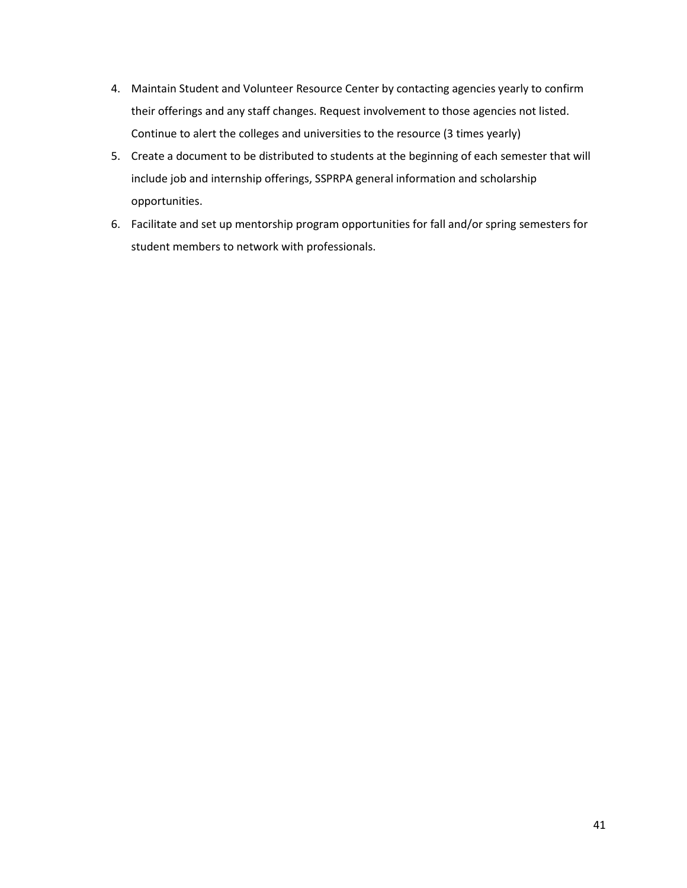4. Maintain Student and Volunteer Resource Center by contacting agencies yearly to confirm their offerings and any staff changes. Request involvement to those agencies not listed. Continue to alert the colleges and universities to the resource (3 times yearly)
5. Create a document to be distributed to students at the beginning of each semester that will include job and internship offerings, SSPRPA general information and scholarship opportunities.
6. Facilitate and set up mentorship program opportunities for fall and/or spring semesters for student members to network with professionals.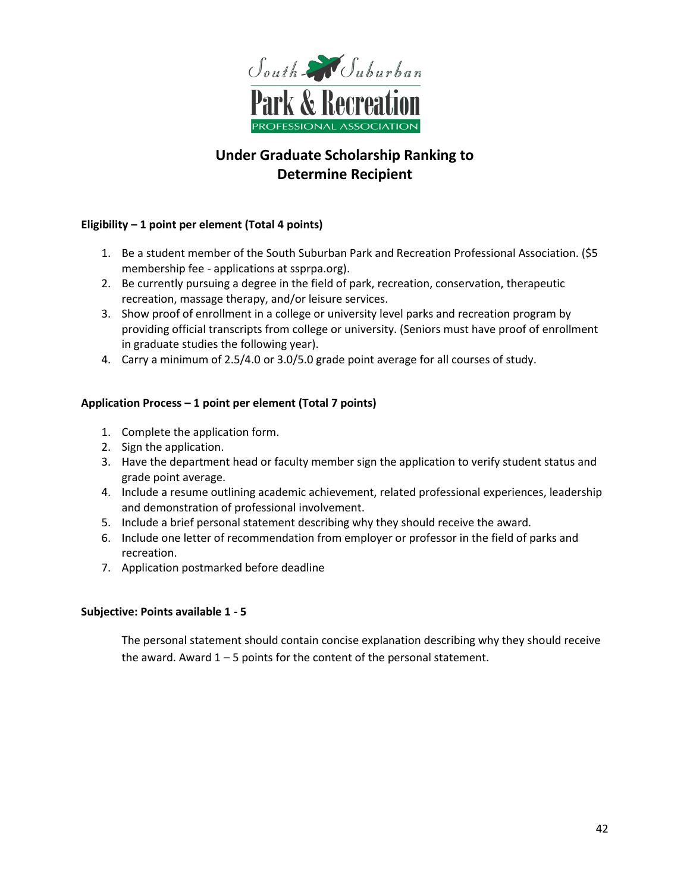South Suburban Park & Recreation PROFESSIONAL ASSOCIATION

# Under Graduate Scholarship Ranking to Determine Recipient

**Eligibility – 1 point per element (Total 4 points)**

1. Be a student member of the South Suburban Park and Recreation Professional Association. ($5 membership fee - applications at ssprpa.org).
2. Be currently pursuing a degree in the field of park, recreation, conservation, therapeutic recreation, massage therapy, and/or leisure services.
3. Show proof of enrollment in a college or university level parks and recreation program by providing official transcripts from college or university. (Seniors must have proof of enrollment in graduate studies the following year).
4. Carry a minimum of 2.5/4.0 or 3.0/5.0 grade point average for all courses of study.

**Application Process – 1 point per element (Total 7 points)**

1. Complete the application form.
2. Sign the application.
3. Have the department head or faculty member sign the application to verify student status and grade point average.
4. Include a resume outlining academic achievement, related professional experiences, leadership and demonstration of professional involvement.
5. Include a brief personal statement describing why they should receive the award.
6. Include one letter of recommendation from employer or professor in the field of parks and recreation.
7. Application postmarked before deadline

**Subjective: Points available 1 - 5**

The personal statement should contain concise explanation describing why they should receive the award. Award 1 – 5 points for the content of the personal statement.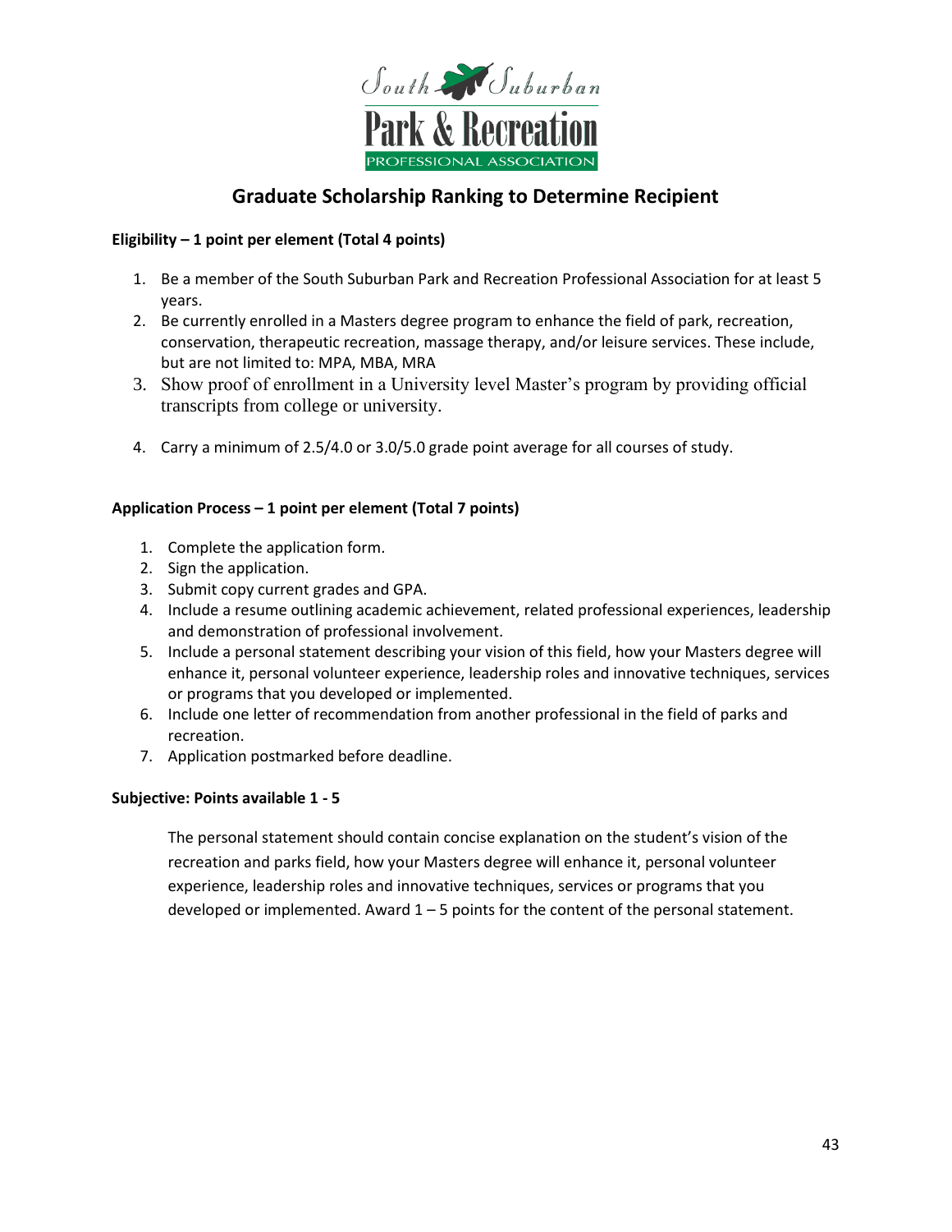# Graduate Scholarship Ranking to Determine Recipient

**Eligibility – 1 point per element (Total 4 points)**

1. Be a member of the South Suburban Park and Recreation Professional Association for at least 5 years.
2. Be currently enrolled in a Masters degree program to enhance the field of park, recreation, conservation, therapeutic recreation, massage therapy, and/or leisure services. These include, but are not limited to: MPA, MBA, MRA
3. Show proof of enrollment in a University level Master's program by providing official transcripts from college or university.
4. Carry a minimum of 2.5/4.0 or 3.0/5.0 grade point average for all courses of study.

**Application Process – 1 point per element (Total 7 points)**

1. Complete the application form.
2. Sign the application.
3. Submit copy current grades and GPA.
4. Include a resume outlining academic achievement, related professional experiences, leadership and demonstration of professional involvement.
5. Include a personal statement describing your vision of this field, how your Masters degree will enhance it, personal volunteer experience, leadership roles and innovative techniques, services or programs that you developed or implemented.
6. Include one letter of recommendation from another professional in the field of parks and recreation.
7. Application postmarked before deadline.

**Subjective: Points available 1 - 5**

The personal statement should contain concise explanation on the student's vision of the recreation and parks field, how your Masters degree will enhance it, personal volunteer experience, leadership roles and innovative techniques, services or programs that you developed or implemented. Award 1 – 5 points for the content of the personal statement.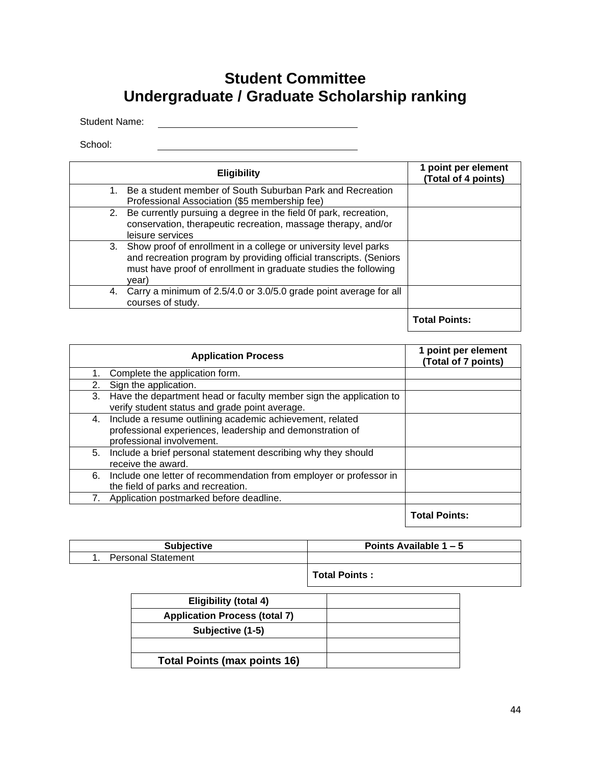# Student Committee
# Undergraduate / Graduate Scholarship ranking

Student Name: ______________________________

School: ______________________________

| Eligibility | 1 point per element (Total of 4 points) |
|---|---|
| 1. Be a student member of South Suburban Park and Recreation Professional Association ($5 membership fee) | |
| 2. Be currently pursuing a degree in the field 0f park, recreation, conservation, therapeutic recreation, massage therapy, and/or leisure services | |
| 3. Show proof of enrollment in a college or university level parks and recreation program by providing official transcripts. (Seniors must have proof of enrollment in graduate studies the following year) | |
| 4. Carry a minimum of 2.5/4.0 or 3.0/5.0 grade point average for all courses of study. | |
| | **Total Points:** |

| Application Process | 1 point per element (Total of 7 points) |
|---|---|
| 1. Complete the application form. | |
| 2. Sign the application. | |
| 3. Have the department head or faculty member sign the application to verify student status and grade point average. | |
| 4. Include a resume outlining academic achievement, related professional experiences, leadership and demonstration of professional involvement. | |
| 5. Include a brief personal statement describing why they should receive the award. | |
| 6. Include one letter of recommendation from employer or professor in the field of parks and recreation. | |
| 7. Application postmarked before deadline. | |
| | **Total Points:** |

| Subjective | Points Available 1 – 5 |
|---|---|
| 1. Personal Statement | |
| | **Total Points :** |

| | |
|---|---|
| **Eligibility (total 4)** | |
| **Application Process (total 7)** | |
| **Subjective (1-5)** | |
| | |
| **Total Points (max points 16)** | |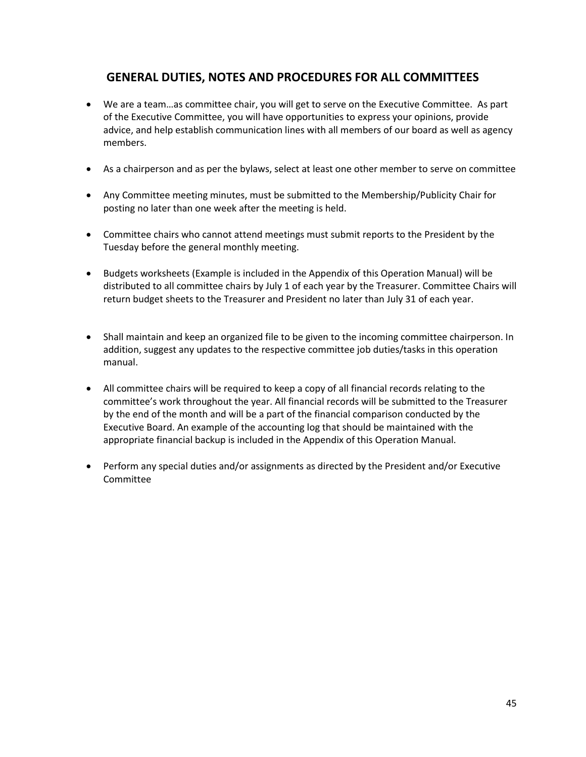## GENERAL DUTIES, NOTES AND PROCEDURES FOR ALL COMMITTEES

- We are a team…as committee chair, you will get to serve on the Executive Committee. As part of the Executive Committee, you will have opportunities to express your opinions, provide advice, and help establish communication lines with all members of our board as well as agency members.

- As a chairperson and as per the bylaws, select at least one other member to serve on committee

- Any Committee meeting minutes, must be submitted to the Membership/Publicity Chair for posting no later than one week after the meeting is held.

- Committee chairs who cannot attend meetings must submit reports to the President by the Tuesday before the general monthly meeting.

- Budgets worksheets (Example is included in the Appendix of this Operation Manual) will be distributed to all committee chairs by July 1 of each year by the Treasurer. Committee Chairs will return budget sheets to the Treasurer and President no later than July 31 of each year.

- Shall maintain and keep an organized file to be given to the incoming committee chairperson. In addition, suggest any updates to the respective committee job duties/tasks in this operation manual.

- All committee chairs will be required to keep a copy of all financial records relating to the committee's work throughout the year. All financial records will be submitted to the Treasurer by the end of the month and will be a part of the financial comparison conducted by the Executive Board. An example of the accounting log that should be maintained with the appropriate financial backup is included in the Appendix of this Operation Manual.

- Perform any special duties and/or assignments as directed by the President and/or Executive Committee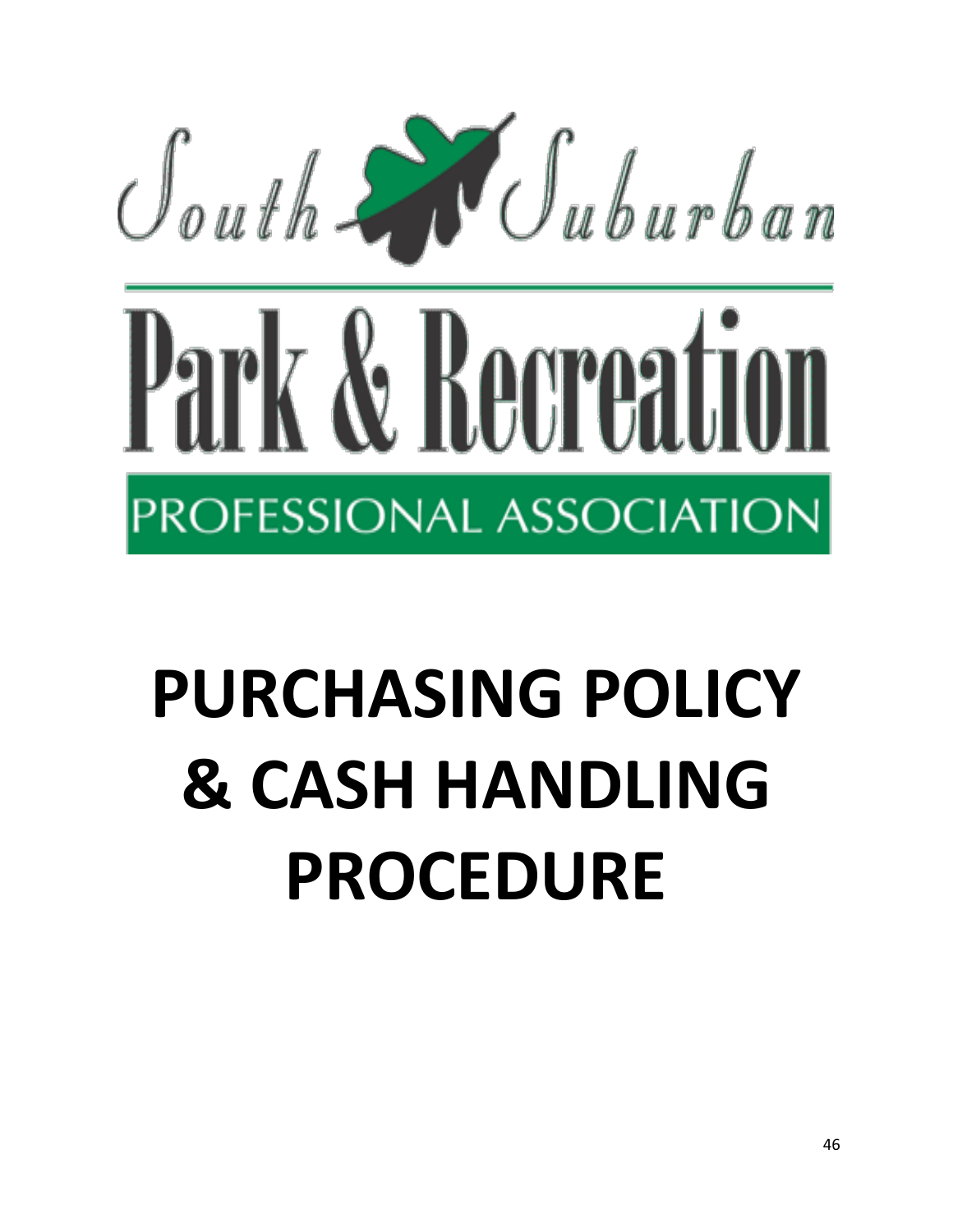South Suburban

Park & Recreation

PROFESSIONAL ASSOCIATION

# PURCHASING POLICY & CASH HANDLING PROCEDURE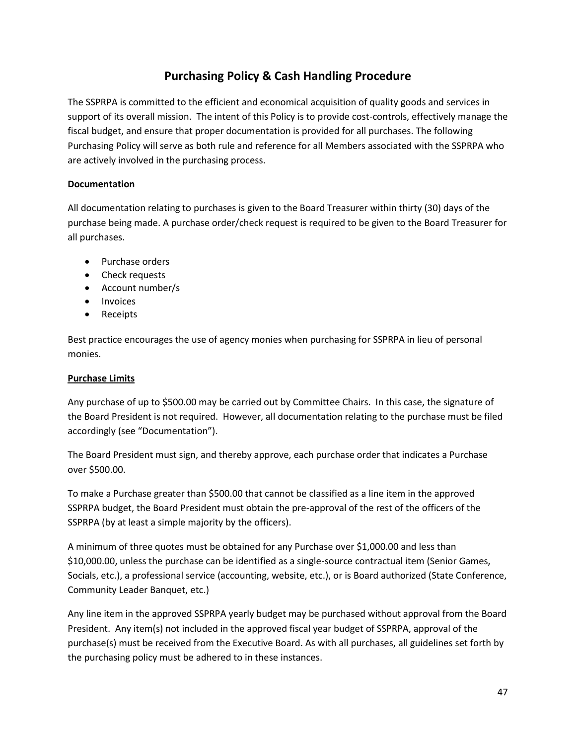# Purchasing Policy & Cash Handling Procedure

The SSPRPA is committed to the efficient and economical acquisition of quality goods and services in support of its overall mission. The intent of this Policy is to provide cost-controls, effectively manage the fiscal budget, and ensure that proper documentation is provided for all purchases. The following Purchasing Policy will serve as both rule and reference for all Members associated with the SSPRPA who are actively involved in the purchasing process.

**Documentation**

All documentation relating to purchases is given to the Board Treasurer within thirty (30) days of the purchase being made. A purchase order/check request is required to be given to the Board Treasurer for all purchases.

- Purchase orders
- Check requests
- Account number/s
- Invoices
- Receipts

Best practice encourages the use of agency monies when purchasing for SSPRPA in lieu of personal monies.

**Purchase Limits**

Any purchase of up to $500.00 may be carried out by Committee Chairs. In this case, the signature of the Board President is not required. However, all documentation relating to the purchase must be filed accordingly (see "Documentation").

The Board President must sign, and thereby approve, each purchase order that indicates a Purchase over $500.00.

To make a Purchase greater than $500.00 that cannot be classified as a line item in the approved SSPRPA budget, the Board President must obtain the pre-approval of the rest of the officers of the SSPRPA (by at least a simple majority by the officers).

A minimum of three quotes must be obtained for any Purchase over $1,000.00 and less than $10,000.00, unless the purchase can be identified as a single-source contractual item (Senior Games, Socials, etc.), a professional service (accounting, website, etc.), or is Board authorized (State Conference, Community Leader Banquet, etc.)

Any line item in the approved SSPRPA yearly budget may be purchased without approval from the Board President. Any item(s) not included in the approved fiscal year budget of SSPRPA, approval of the purchase(s) must be received from the Executive Board. As with all purchases, all guidelines set forth by the purchasing policy must be adhered to in these instances.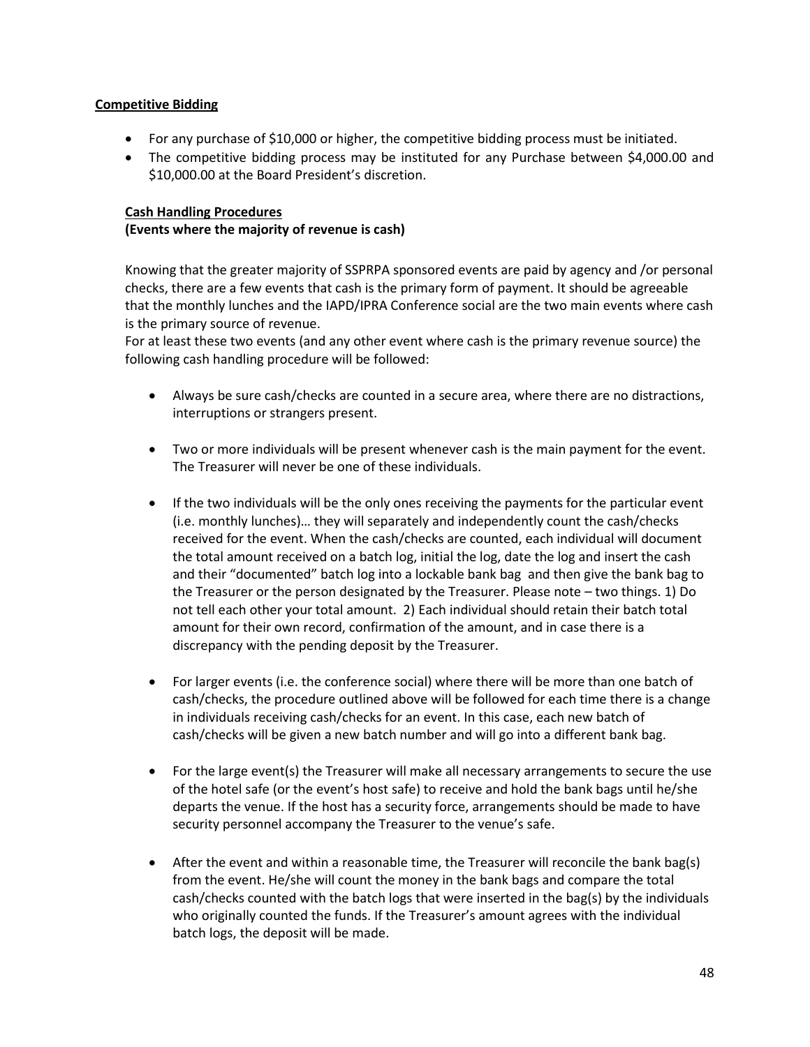**Competitive Bidding**

- For any purchase of $10,000 or higher, the competitive bidding process must be initiated.
- The competitive bidding process may be instituted for any Purchase between $4,000.00 and $10,000.00 at the Board President's discretion.

**Cash Handling Procedures**
**(Events where the majority of revenue is cash)**

Knowing that the greater majority of SSPRPA sponsored events are paid by agency and /or personal checks, there are a few events that cash is the primary form of payment. It should be agreeable that the monthly lunches and the IAPD/IPRA Conference social are the two main events where cash is the primary source of revenue.
For at least these two events (and any other event where cash is the primary revenue source) the following cash handling procedure will be followed:

- Always be sure cash/checks are counted in a secure area, where there are no distractions, interruptions or strangers present.

- Two or more individuals will be present whenever cash is the main payment for the event. The Treasurer will never be one of these individuals.

- If the two individuals will be the only ones receiving the payments for the particular event (i.e. monthly lunches)… they will separately and independently count the cash/checks received for the event. When the cash/checks are counted, each individual will document the total amount received on a batch log, initial the log, date the log and insert the cash and their "documented" batch log into a lockable bank bag and then give the bank bag to the Treasurer or the person designated by the Treasurer. Please note – two things. 1) Do not tell each other your total amount. 2) Each individual should retain their batch total amount for their own record, confirmation of the amount, and in case there is a discrepancy with the pending deposit by the Treasurer.

- For larger events (i.e. the conference social) where there will be more than one batch of cash/checks, the procedure outlined above will be followed for each time there is a change in individuals receiving cash/checks for an event. In this case, each new batch of cash/checks will be given a new batch number and will go into a different bank bag.

- For the large event(s) the Treasurer will make all necessary arrangements to secure the use of the hotel safe (or the event's host safe) to receive and hold the bank bags until he/she departs the venue. If the host has a security force, arrangements should be made to have security personnel accompany the Treasurer to the venue's safe.

- After the event and within a reasonable time, the Treasurer will reconcile the bank bag(s) from the event. He/she will count the money in the bank bags and compare the total cash/checks counted with the batch logs that were inserted in the bag(s) by the individuals who originally counted the funds. If the Treasurer's amount agrees with the individual batch logs, the deposit will be made.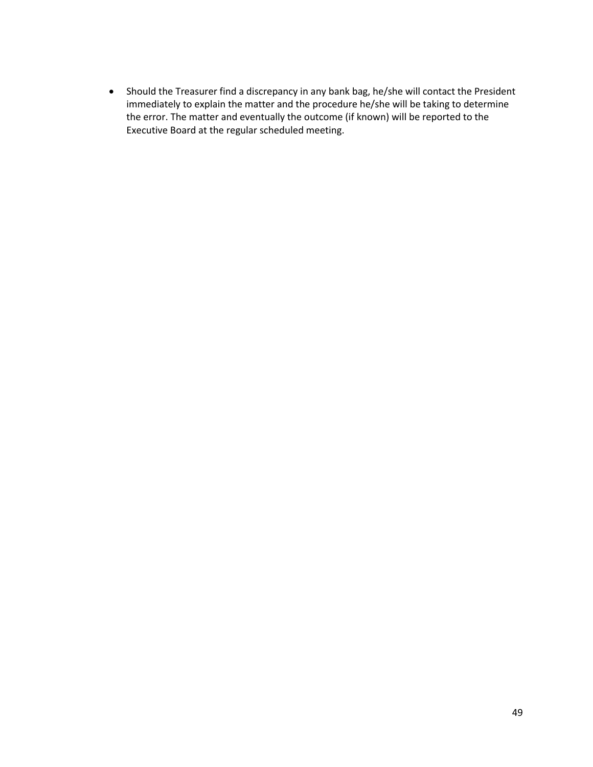- Should the Treasurer find a discrepancy in any bank bag, he/she will contact the President immediately to explain the matter and the procedure he/she will be taking to determine the error. The matter and eventually the outcome (if known) will be reported to the Executive Board at the regular scheduled meeting.